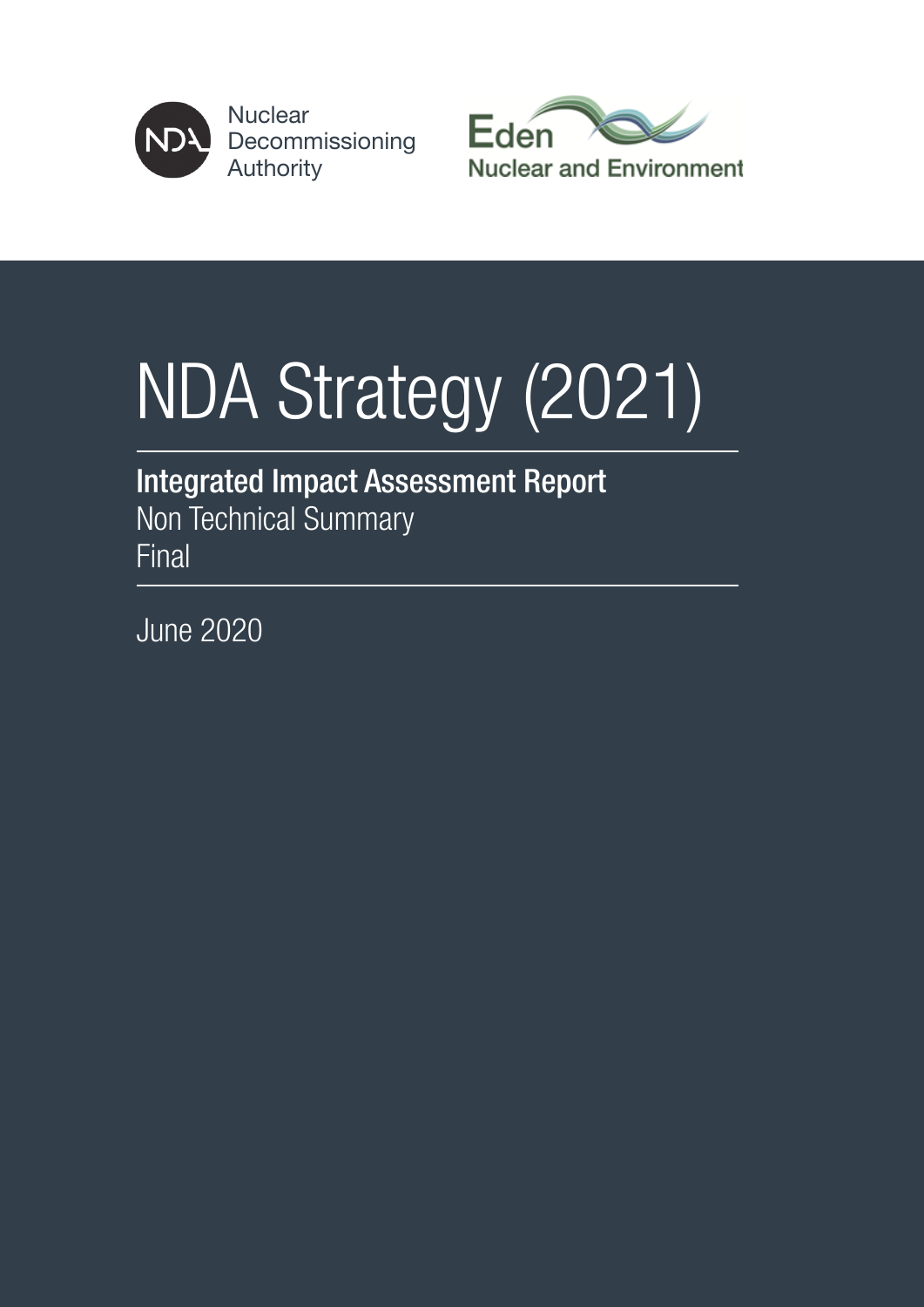Nuclear Decommissioning Authority

Eden Nuclear and Environment

# NDA Strategy (2021)

## Integrated Impact Assessment Report

Non Technical Summary

Final

June 2020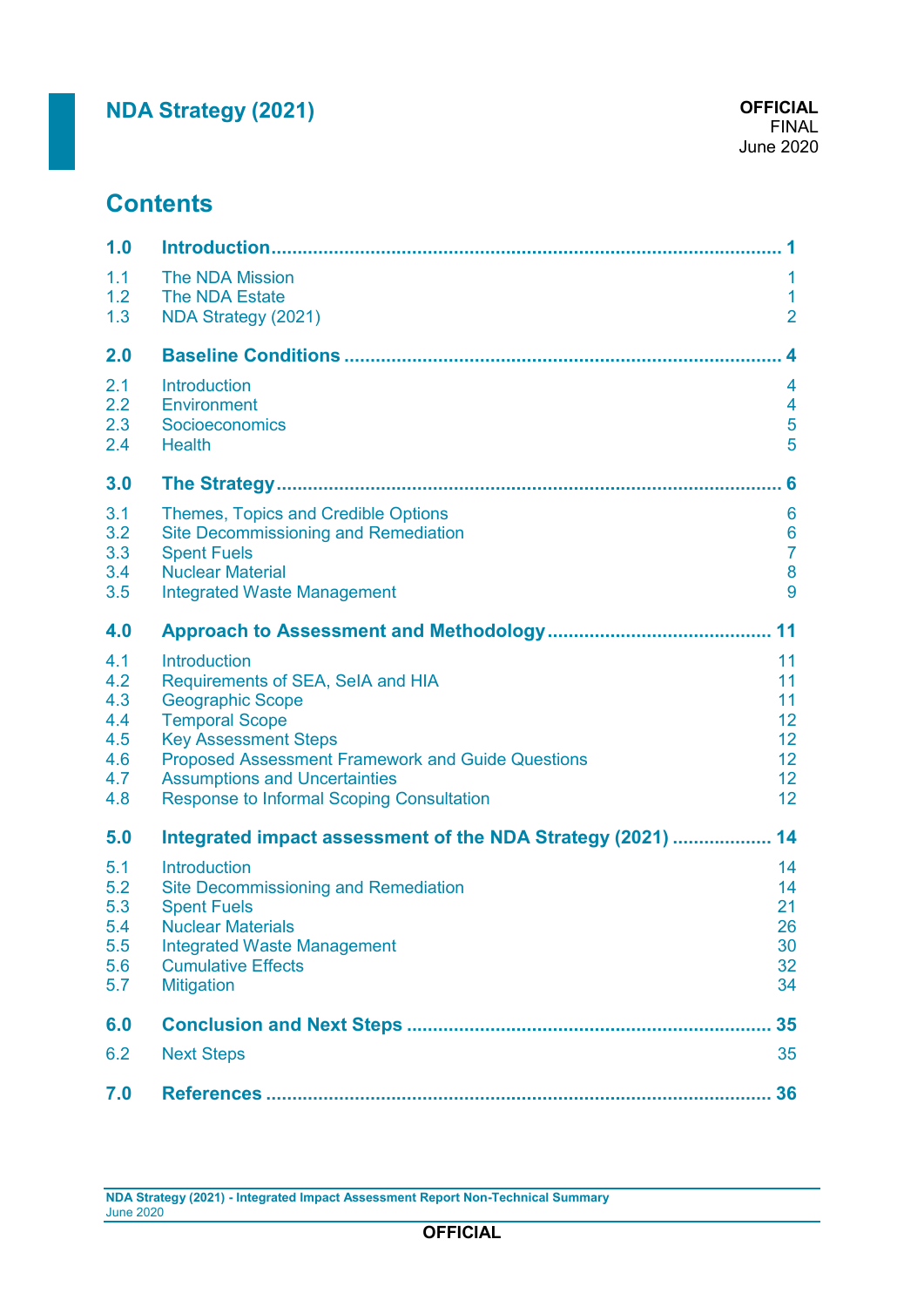# Contents

| | | |
|---|---|---|
| **1.0** | **Introduction** | **1** |
| 1.1 | The NDA Mission | 1 |
| 1.2 | The NDA Estate | 1 |
| 1.3 | NDA Strategy (2021) | 2 |
| **2.0** | **Baseline Conditions** | **4** |
| 2.1 | Introduction | 4 |
| 2.2 | Environment | 4 |
| 2.3 | Socioeconomics | 5 |
| 2.4 | Health | 5 |
| **3.0** | **The Strategy** | **6** |
| 3.1 | Themes, Topics and Credible Options | 6 |
| 3.2 | Site Decommissioning and Remediation | 6 |
| 3.3 | Spent Fuels | 7 |
| 3.4 | Nuclear Material | 8 |
| 3.5 | Integrated Waste Management | 9 |
| **4.0** | **Approach to Assessment and Methodology** | **11** |
| 4.1 | Introduction | 11 |
| 4.2 | Requirements of SEA, SeIA and HIA | 11 |
| 4.3 | Geographic Scope | 11 |
| 4.4 | Temporal Scope | 12 |
| 4.5 | Key Assessment Steps | 12 |
| 4.6 | Proposed Assessment Framework and Guide Questions | 12 |
| 4.7 | Assumptions and Uncertainties | 12 |
| 4.8 | Response to Informal Scoping Consultation | 12 |
| **5.0** | **Integrated impact assessment of the NDA Strategy (2021)** | **14** |
| 5.1 | Introduction | 14 |
| 5.2 | Site Decommissioning and Remediation | 14 |
| 5.3 | Spent Fuels | 21 |
| 5.4 | Nuclear Materials | 26 |
| 5.5 | Integrated Waste Management | 30 |
| 5.6 | Cumulative Effects | 32 |
| 5.7 | Mitigation | 34 |
| **6.0** | **Conclusion and Next Steps** | **35** |
| 6.2 | Next Steps | 35 |
| **7.0** | **References** | **36** |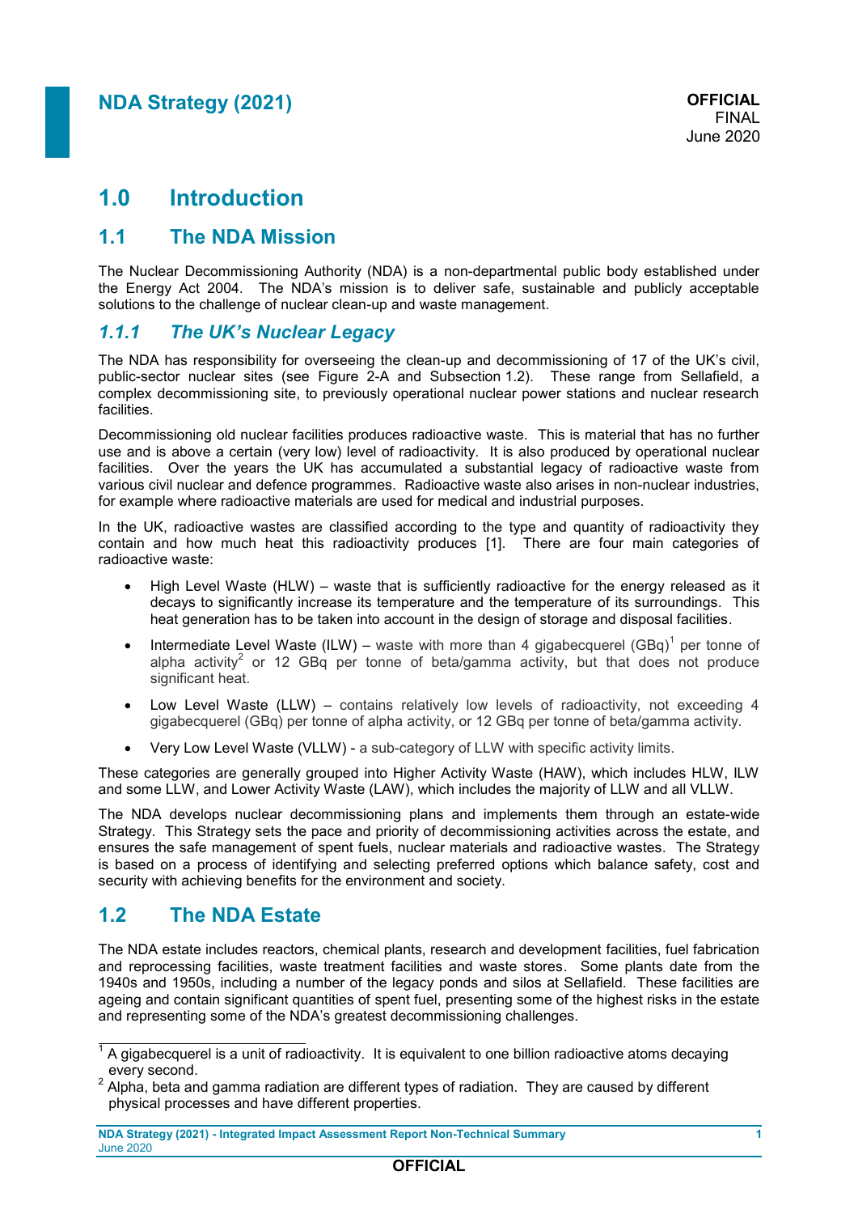# 1.0 Introduction

## 1.1 The NDA Mission

The Nuclear Decommissioning Authority (NDA) is a non-departmental public body established under the Energy Act 2004. The NDA's mission is to deliver safe, sustainable and publicly acceptable solutions to the challenge of nuclear clean-up and waste management.

### *1.1.1 The UK's Nuclear Legacy*

The NDA has responsibility for overseeing the clean-up and decommissioning of 17 of the UK's civil, public-sector nuclear sites (see Figure 2-A and Subsection 1.2). These range from Sellafield, a complex decommissioning site, to previously operational nuclear power stations and nuclear research facilities.

Decommissioning old nuclear facilities produces radioactive waste. This is material that has no further use and is above a certain (very low) level of radioactivity. It is also produced by operational nuclear facilities. Over the years the UK has accumulated a substantial legacy of radioactive waste from various civil nuclear and defence programmes. Radioactive waste also arises in non-nuclear industries, for example where radioactive materials are used for medical and industrial purposes.

In the UK, radioactive wastes are classified according to the type and quantity of radioactivity they contain and how much heat this radioactivity produces [1]. There are four main categories of radioactive waste:

- High Level Waste (HLW) – waste that is sufficiently radioactive for the energy released as it decays to significantly increase its temperature and the temperature of its surroundings. This heat generation has to be taken into account in the design of storage and disposal facilities.
- Intermediate Level Waste (ILW) – waste with more than 4 gigabecquerel (GBq)[1] per tonne of alpha activity[2] or 12 GBq per tonne of beta/gamma activity, but that does not produce significant heat.
- Low Level Waste (LLW) – contains relatively low levels of radioactivity, not exceeding 4 gigabecquerel (GBq) per tonne of alpha activity, or 12 GBq per tonne of beta/gamma activity.
- Very Low Level Waste (VLLW) - a sub-category of LLW with specific activity limits.

These categories are generally grouped into Higher Activity Waste (HAW), which includes HLW, ILW and some LLW, and Lower Activity Waste (LAW), which includes the majority of LLW and all VLLW.

The NDA develops nuclear decommissioning plans and implements them through an estate-wide Strategy. This Strategy sets the pace and priority of decommissioning activities across the estate, and ensures the safe management of spent fuels, nuclear materials and radioactive wastes. The Strategy is based on a process of identifying and selecting preferred options which balance safety, cost and security with achieving benefits for the environment and society.

## 1.2 The NDA Estate

The NDA estate includes reactors, chemical plants, research and development facilities, fuel fabrication and reprocessing facilities, waste treatment facilities and waste stores. Some plants date from the 1940s and 1950s, including a number of the legacy ponds and silos at Sellafield. These facilities are ageing and contain significant quantities of spent fuel, presenting some of the highest risks in the estate and representing some of the NDA's greatest decommissioning challenges.

[1] A gigabecquerel is a unit of radioactivity. It is equivalent to one billion radioactive atoms decaying every second.

[2] Alpha, beta and gamma radiation are different types of radiation. They are caused by different physical processes and have different properties.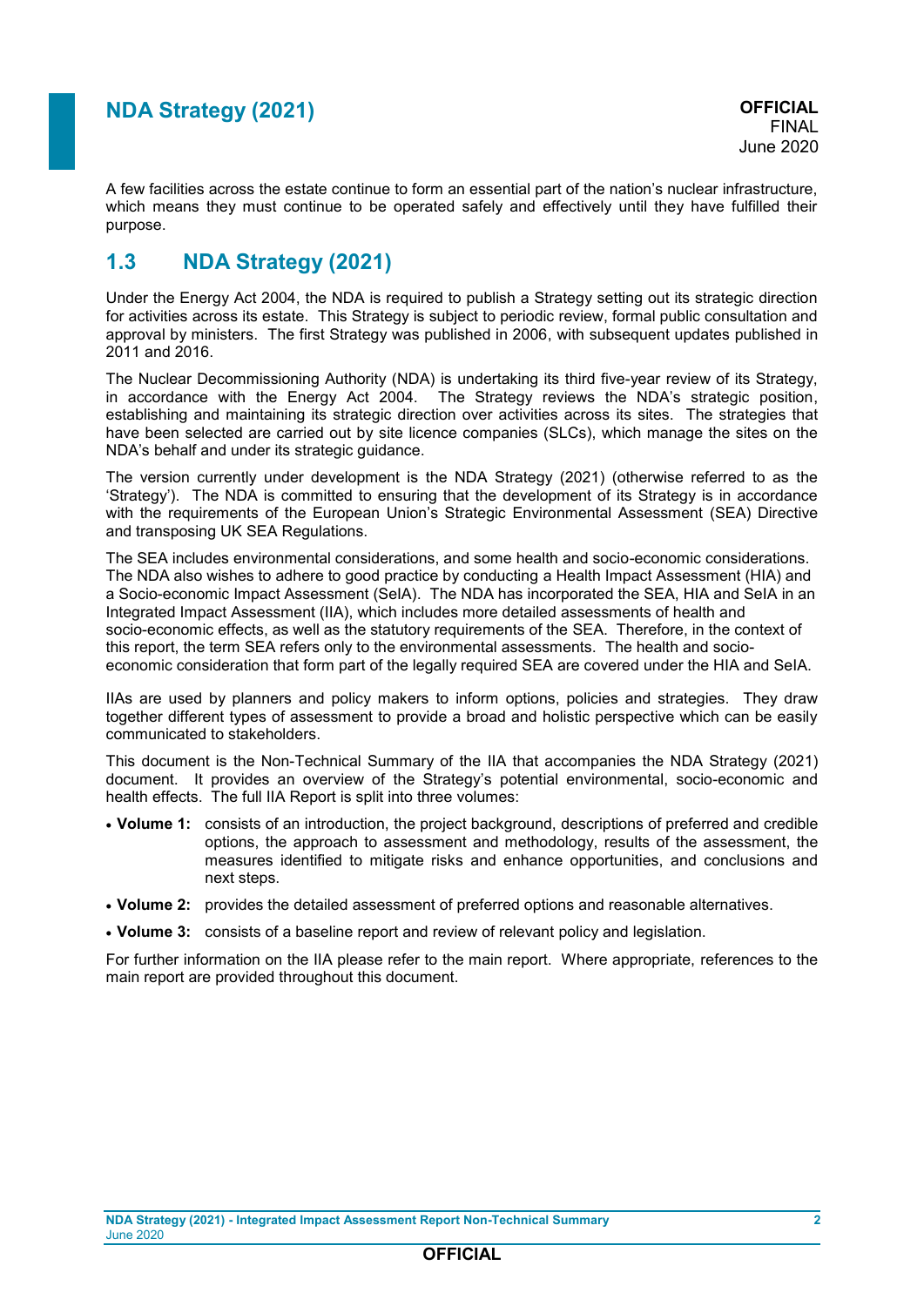A few facilities across the estate continue to form an essential part of the nation's nuclear infrastructure, which means they must continue to be operated safely and effectively until they have fulfilled their purpose.

## 1.3 NDA Strategy (2021)

Under the Energy Act 2004, the NDA is required to publish a Strategy setting out its strategic direction for activities across its estate. This Strategy is subject to periodic review, formal public consultation and approval by ministers. The first Strategy was published in 2006, with subsequent updates published in 2011 and 2016.

The Nuclear Decommissioning Authority (NDA) is undertaking its third five-year review of its Strategy, in accordance with the Energy Act 2004. The Strategy reviews the NDA's strategic position, establishing and maintaining its strategic direction over activities across its sites. The strategies that have been selected are carried out by site licence companies (SLCs), which manage the sites on the NDA's behalf and under its strategic guidance.

The version currently under development is the NDA Strategy (2021) (otherwise referred to as the 'Strategy'). The NDA is committed to ensuring that the development of its Strategy is in accordance with the requirements of the European Union's Strategic Environmental Assessment (SEA) Directive and transposing UK SEA Regulations.

The SEA includes environmental considerations, and some health and socio-economic considerations. The NDA also wishes to adhere to good practice by conducting a Health Impact Assessment (HIA) and a Socio-economic Impact Assessment (SeIA). The NDA has incorporated the SEA, HIA and SeIA in an Integrated Impact Assessment (IIA), which includes more detailed assessments of health and socio-economic effects, as well as the statutory requirements of the SEA. Therefore, in the context of this report, the term SEA refers only to the environmental assessments. The health and socio-economic consideration that form part of the legally required SEA are covered under the HIA and SeIA.

IIAs are used by planners and policy makers to inform options, policies and strategies. They draw together different types of assessment to provide a broad and holistic perspective which can be easily communicated to stakeholders.

This document is the Non-Technical Summary of the IIA that accompanies the NDA Strategy (2021) document. It provides an overview of the Strategy's potential environmental, socio-economic and health effects. The full IIA Report is split into three volumes:

- **Volume 1:** consists of an introduction, the project background, descriptions of preferred and credible options, the approach to assessment and methodology, results of the assessment, the measures identified to mitigate risks and enhance opportunities, and conclusions and next steps.
- **Volume 2:** provides the detailed assessment of preferred options and reasonable alternatives.
- **Volume 3:** consists of a baseline report and review of relevant policy and legislation.

For further information on the IIA please refer to the main report. Where appropriate, references to the main report are provided throughout this document.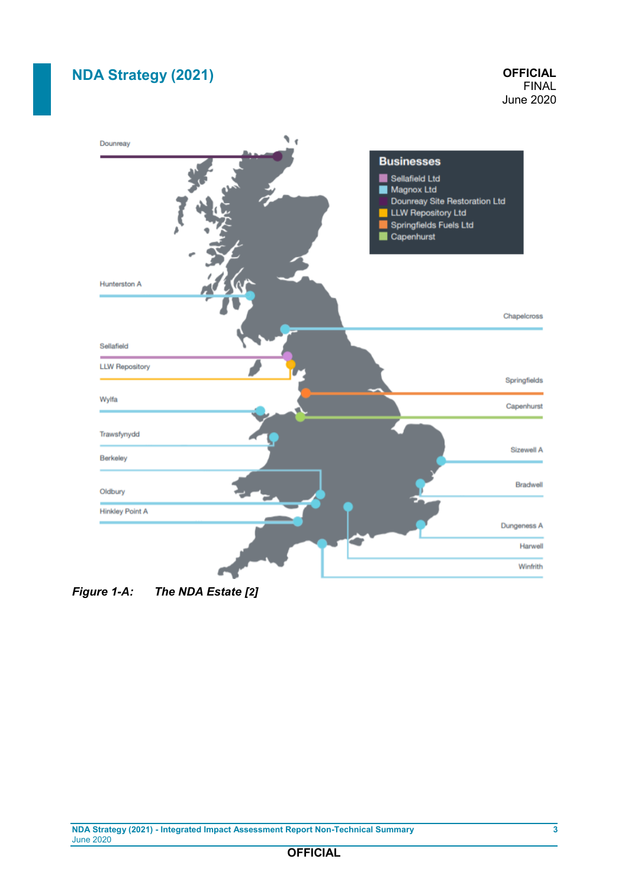Dounreay

Hunterston A

Sellafield

LLW Repository

Wylfa

Trawsfynydd

Berkeley

Oldbury

Hinkley Point A

**Businesses**

- Sellafield Ltd
- Magnox Ltd
- Dounreay Site Restoration Ltd
- LLW Repository Ltd
- Springfields Fuels Ltd
- Capenhurst

Chapelcross

Springfields

Capenhurst

Sizewell A

Bradwell

Dungeness A

Harwell

Winfrith

***Figure 1-A: The NDA Estate [2]***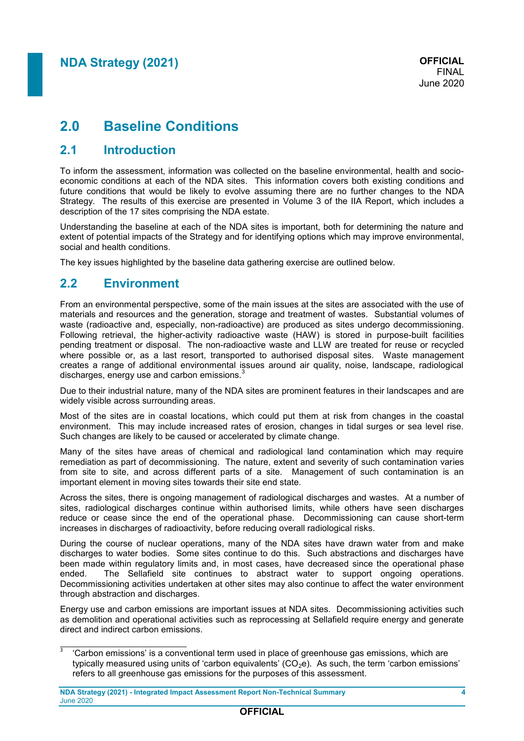# 2.0 Baseline Conditions

## 2.1 Introduction

To inform the assessment, information was collected on the baseline environmental, health and socio-economic conditions at each of the NDA sites. This information covers both existing conditions and future conditions that would be likely to evolve assuming there are no further changes to the NDA Strategy. The results of this exercise are presented in Volume 3 of the IIA Report, which includes a description of the 17 sites comprising the NDA estate.

Understanding the baseline at each of the NDA sites is important, both for determining the nature and extent of potential impacts of the Strategy and for identifying options which may improve environmental, social and health conditions.

The key issues highlighted by the baseline data gathering exercise are outlined below.

## 2.2 Environment

From an environmental perspective, some of the main issues at the sites are associated with the use of materials and resources and the generation, storage and treatment of wastes. Substantial volumes of waste (radioactive and, especially, non-radioactive) are produced as sites undergo decommissioning. Following retrieval, the higher-activity radioactive waste (HAW) is stored in purpose-built facilities pending treatment or disposal. The non-radioactive waste and LLW are treated for reuse or recycled where possible or, as a last resort, transported to authorised disposal sites. Waste management creates a range of additional environmental issues around air quality, noise, landscape, radiological discharges, energy use and carbon emissions.[3]

Due to their industrial nature, many of the NDA sites are prominent features in their landscapes and are widely visible across surrounding areas.

Most of the sites are in coastal locations, which could put them at risk from changes in the coastal environment. This may include increased rates of erosion, changes in tidal surges or sea level rise. Such changes are likely to be caused or accelerated by climate change.

Many of the sites have areas of chemical and radiological land contamination which may require remediation as part of decommissioning. The nature, extent and severity of such contamination varies from site to site, and across different parts of a site. Management of such contamination is an important element in moving sites towards their site end state.

Across the sites, there is ongoing management of radiological discharges and wastes. At a number of sites, radiological discharges continue within authorised limits, while others have seen discharges reduce or cease since the end of the operational phase. Decommissioning can cause short-term increases in discharges of radioactivity, before reducing overall radiological risks.

During the course of nuclear operations, many of the NDA sites have drawn water from and make discharges to water bodies. Some sites continue to do this. Such abstractions and discharges have been made within regulatory limits and, in most cases, have decreased since the operational phase ended. The Sellafield site continues to abstract water to support ongoing operations. Decommissioning activities undertaken at other sites may also continue to affect the water environment through abstraction and discharges.

Energy use and carbon emissions are important issues at NDA sites. Decommissioning activities such as demolition and operational activities such as reprocessing at Sellafield require energy and generate direct and indirect carbon emissions.

[3] 'Carbon emissions' is a conventional term used in place of greenhouse gas emissions, which are typically measured using units of 'carbon equivalents' ($CO_2e$). As such, the term 'carbon emissions' refers to all greenhouse gas emissions for the purposes of this assessment.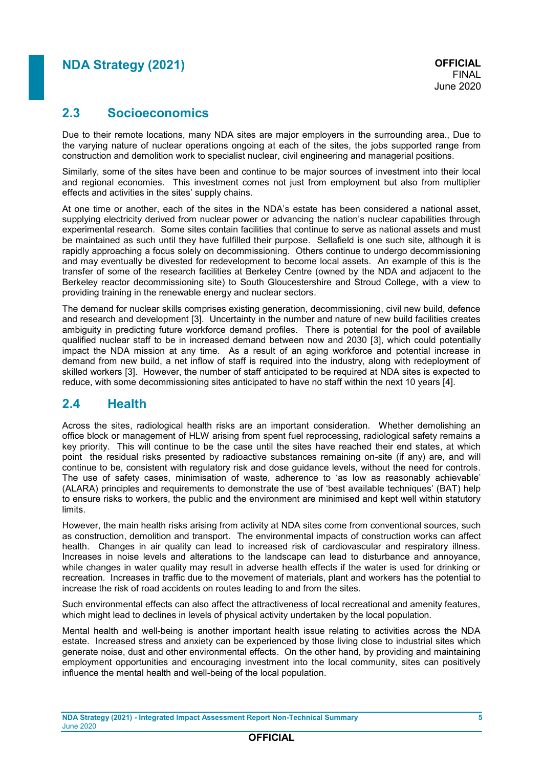## 2.3 Socioeconomics

Due to their remote locations, many NDA sites are major employers in the surrounding area., Due to the varying nature of nuclear operations ongoing at each of the sites, the jobs supported range from construction and demolition work to specialist nuclear, civil engineering and managerial positions.

Similarly, some of the sites have been and continue to be major sources of investment into their local and regional economies. This investment comes not just from employment but also from multiplier effects and activities in the sites' supply chains.

At one time or another, each of the sites in the NDA's estate has been considered a national asset, supplying electricity derived from nuclear power or advancing the nation's nuclear capabilities through experimental research. Some sites contain facilities that continue to serve as national assets and must be maintained as such until they have fulfilled their purpose. Sellafield is one such site, although it is rapidly approaching a focus solely on decommissioning. Others continue to undergo decommissioning and may eventually be divested for redevelopment to become local assets. An example of this is the transfer of some of the research facilities at Berkeley Centre (owned by the NDA and adjacent to the Berkeley reactor decommissioning site) to South Gloucestershire and Stroud College, with a view to providing training in the renewable energy and nuclear sectors.

The demand for nuclear skills comprises existing generation, decommissioning, civil new build, defence and research and development [3]. Uncertainty in the number and nature of new build facilities creates ambiguity in predicting future workforce demand profiles. There is potential for the pool of available qualified nuclear staff to be in increased demand between now and 2030 [3], which could potentially impact the NDA mission at any time. As a result of an aging workforce and potential increase in demand from new build, a net inflow of staff is required into the industry, along with redeployment of skilled workers [3]. However, the number of staff anticipated to be required at NDA sites is expected to reduce, with some decommissioning sites anticipated to have no staff within the next 10 years [4].

## 2.4 Health

Across the sites, radiological health risks are an important consideration. Whether demolishing an office block or management of HLW arising from spent fuel reprocessing, radiological safety remains a key priority. This will continue to be the case until the sites have reached their end states, at which point the residual risks presented by radioactive substances remaining on-site (if any) are, and will continue to be, consistent with regulatory risk and dose guidance levels, without the need for controls. The use of safety cases, minimisation of waste, adherence to 'as low as reasonably achievable' (ALARA) principles and requirements to demonstrate the use of 'best available techniques' (BAT) help to ensure risks to workers, the public and the environment are minimised and kept well within statutory limits.

However, the main health risks arising from activity at NDA sites come from conventional sources, such as construction, demolition and transport. The environmental impacts of construction works can affect health. Changes in air quality can lead to increased risk of cardiovascular and respiratory illness. Increases in noise levels and alterations to the landscape can lead to disturbance and annoyance, while changes in water quality may result in adverse health effects if the water is used for drinking or recreation. Increases in traffic due to the movement of materials, plant and workers has the potential to increase the risk of road accidents on routes leading to and from the sites.

Such environmental effects can also affect the attractiveness of local recreational and amenity features, which might lead to declines in levels of physical activity undertaken by the local population.

Mental health and well-being is another important health issue relating to activities across the NDA estate. Increased stress and anxiety can be experienced by those living close to industrial sites which generate noise, dust and other environmental effects. On the other hand, by providing and maintaining employment opportunities and encouraging investment into the local community, sites can positively influence the mental health and well-being of the local population.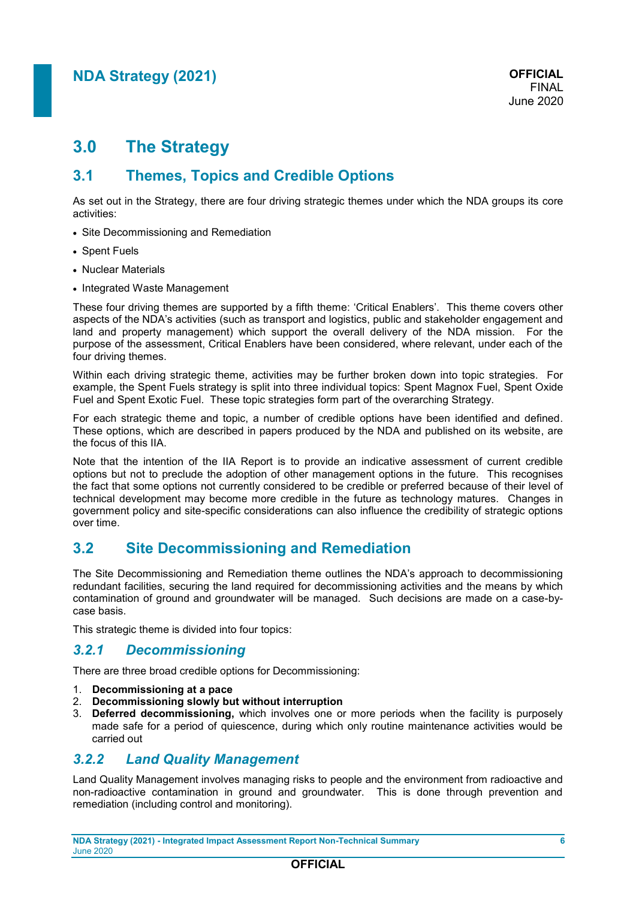# 3.0 The Strategy

## 3.1 Themes, Topics and Credible Options

As set out in the Strategy, there are four driving strategic themes under which the NDA groups its core activities:

- Site Decommissioning and Remediation
- Spent Fuels
- Nuclear Materials
- Integrated Waste Management

These four driving themes are supported by a fifth theme: 'Critical Enablers'. This theme covers other aspects of the NDA's activities (such as transport and logistics, public and stakeholder engagement and land and property management) which support the overall delivery of the NDA mission. For the purpose of the assessment, Critical Enablers have been considered, where relevant, under each of the four driving themes.

Within each driving strategic theme, activities may be further broken down into topic strategies. For example, the Spent Fuels strategy is split into three individual topics: Spent Magnox Fuel, Spent Oxide Fuel and Spent Exotic Fuel. These topic strategies form part of the overarching Strategy.

For each strategic theme and topic, a number of credible options have been identified and defined. These options, which are described in papers produced by the NDA and published on its website, are the focus of this IIA.

Note that the intention of the IIA Report is to provide an indicative assessment of current credible options but not to preclude the adoption of other management options in the future. This recognises the fact that some options not currently considered to be credible or preferred because of their level of technical development may become more credible in the future as technology matures. Changes in government policy and site-specific considerations can also influence the credibility of strategic options over time.

## 3.2 Site Decommissioning and Remediation

The Site Decommissioning and Remediation theme outlines the NDA's approach to decommissioning redundant facilities, securing the land required for decommissioning activities and the means by which contamination of ground and groundwater will be managed. Such decisions are made on a case-by-case basis.

This strategic theme is divided into four topics:

### *3.2.1 Decommissioning*

There are three broad credible options for Decommissioning:

1. **Decommissioning at a pace**
2. **Decommissioning slowly but without interruption**
3. **Deferred decommissioning,** which involves one or more periods when the facility is purposely made safe for a period of quiescence, during which only routine maintenance activities would be carried out

### *3.2.2 Land Quality Management*

Land Quality Management involves managing risks to people and the environment from radioactive and non-radioactive contamination in ground and groundwater. This is done through prevention and remediation (including control and monitoring).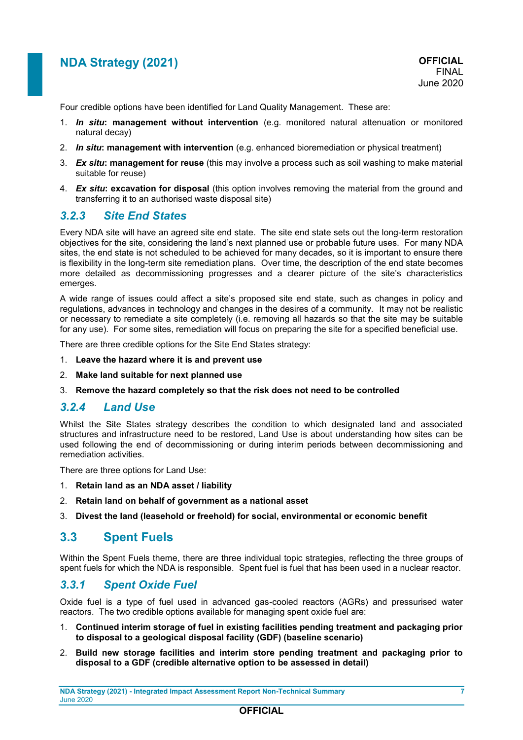Four credible options have been identified for Land Quality Management. These are:

1. ***In situ*: management without intervention** (e.g. monitored natural attenuation or monitored natural decay)
2. ***In situ*: management with intervention** (e.g. enhanced bioremediation or physical treatment)
3. ***Ex situ*: management for reuse** (this may involve a process such as soil washing to make material suitable for reuse)
4. ***Ex situ*: excavation for disposal** (this option involves removing the material from the ground and transferring it to an authorised waste disposal site)

### *3.2.3 Site End States*

Every NDA site will have an agreed site end state. The site end state sets out the long-term restoration objectives for the site, considering the land's next planned use or probable future uses. For many NDA sites, the end state is not scheduled to be achieved for many decades, so it is important to ensure there is flexibility in the long-term site remediation plans. Over time, the description of the end state becomes more detailed as decommissioning progresses and a clearer picture of the site's characteristics emerges.

A wide range of issues could affect a site's proposed site end state, such as changes in policy and regulations, advances in technology and changes in the desires of a community. It may not be realistic or necessary to remediate a site completely (i.e. removing all hazards so that the site may be suitable for any use). For some sites, remediation will focus on preparing the site for a specified beneficial use.

There are three credible options for the Site End States strategy:

1. **Leave the hazard where it is and prevent use**
2. **Make land suitable for next planned use**
3. **Remove the hazard completely so that the risk does not need to be controlled**

### *3.2.4 Land Use*

Whilst the Site States strategy describes the condition to which designated land and associated structures and infrastructure need to be restored, Land Use is about understanding how sites can be used following the end of decommissioning or during interim periods between decommissioning and remediation activities.

There are three options for Land Use:

1. **Retain land as an NDA asset / liability**
2. **Retain land on behalf of government as a national asset**
3. **Divest the land (leasehold or freehold) for social, environmental or economic benefit**

## 3.3 Spent Fuels

Within the Spent Fuels theme, there are three individual topic strategies, reflecting the three groups of spent fuels for which the NDA is responsible. Spent fuel is fuel that has been used in a nuclear reactor.

### *3.3.1 Spent Oxide Fuel*

Oxide fuel is a type of fuel used in advanced gas-cooled reactors (AGRs) and pressurised water reactors. The two credible options available for managing spent oxide fuel are:

1. **Continued interim storage of fuel in existing facilities pending treatment and packaging prior to disposal to a geological disposal facility (GDF) (baseline scenario)**
2. **Build new storage facilities and interim store pending treatment and packaging prior to disposal to a GDF (credible alternative option to be assessed in detail)**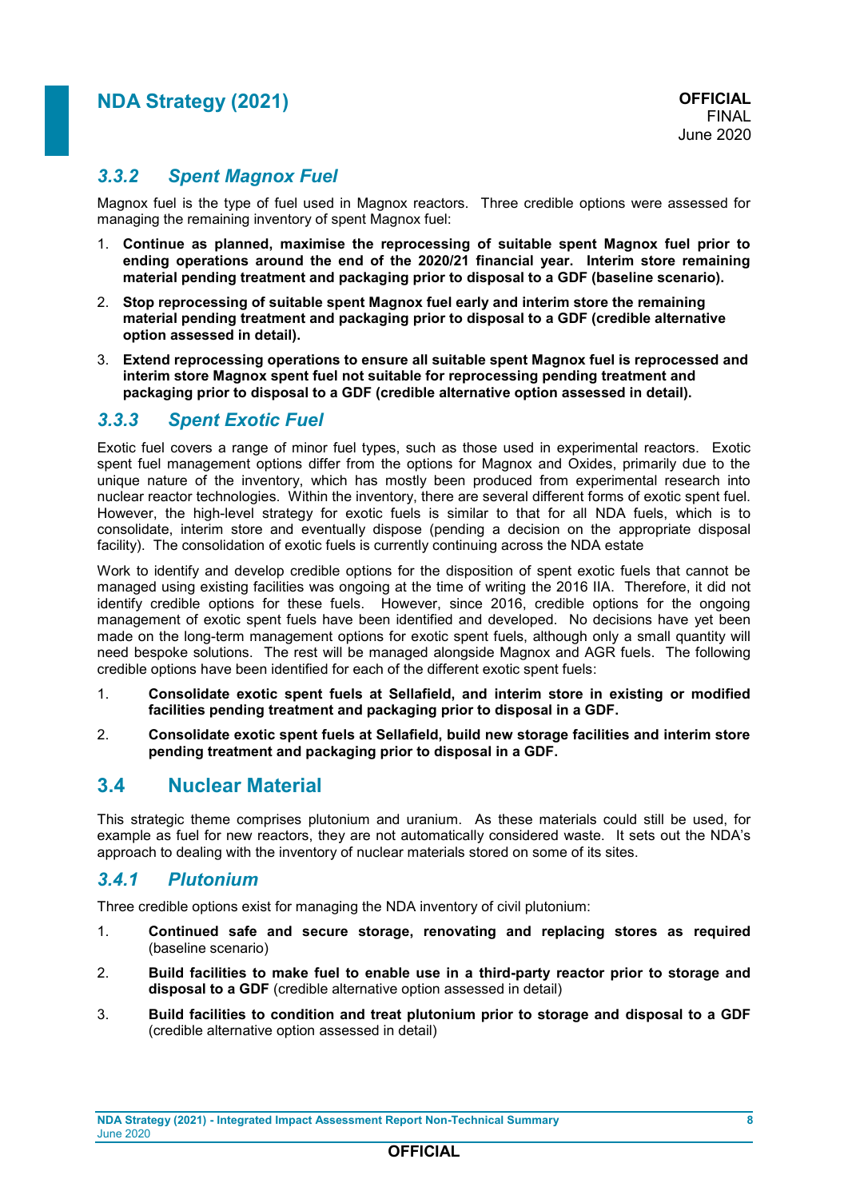### *3.3.2 Spent Magnox Fuel*

Magnox fuel is the type of fuel used in Magnox reactors. Three credible options were assessed for managing the remaining inventory of spent Magnox fuel:

1. **Continue as planned, maximise the reprocessing of suitable spent Magnox fuel prior to ending operations around the end of the 2020/21 financial year. Interim store remaining material pending treatment and packaging prior to disposal to a GDF (baseline scenario).**
2. **Stop reprocessing of suitable spent Magnox fuel early and interim store the remaining material pending treatment and packaging prior to disposal to a GDF (credible alternative option assessed in detail).**
3. **Extend reprocessing operations to ensure all suitable spent Magnox fuel is reprocessed and interim store Magnox spent fuel not suitable for reprocessing pending treatment and packaging prior to disposal to a GDF (credible alternative option assessed in detail).**

### *3.3.3 Spent Exotic Fuel*

Exotic fuel covers a range of minor fuel types, such as those used in experimental reactors. Exotic spent fuel management options differ from the options for Magnox and Oxides, primarily due to the unique nature of the inventory, which has mostly been produced from experimental research into nuclear reactor technologies. Within the inventory, there are several different forms of exotic spent fuel. However, the high-level strategy for exotic fuels is similar to that for all NDA fuels, which is to consolidate, interim store and eventually dispose (pending a decision on the appropriate disposal facility). The consolidation of exotic fuels is currently continuing across the NDA estate

Work to identify and develop credible options for the disposition of spent exotic fuels that cannot be managed using existing facilities was ongoing at the time of writing the 2016 IIA. Therefore, it did not identify credible options for these fuels. However, since 2016, credible options for the ongoing management of exotic spent fuels have been identified and developed. No decisions have yet been made on the long-term management options for exotic spent fuels, although only a small quantity will need bespoke solutions. The rest will be managed alongside Magnox and AGR fuels. The following credible options have been identified for each of the different exotic spent fuels:

1. **Consolidate exotic spent fuels at Sellafield, and interim store in existing or modified facilities pending treatment and packaging prior to disposal in a GDF.**
2. **Consolidate exotic spent fuels at Sellafield, build new storage facilities and interim store pending treatment and packaging prior to disposal in a GDF.**

## 3.4 Nuclear Material

This strategic theme comprises plutonium and uranium. As these materials could still be used, for example as fuel for new reactors, they are not automatically considered waste. It sets out the NDA's approach to dealing with the inventory of nuclear materials stored on some of its sites.

### *3.4.1 Plutonium*

Three credible options exist for managing the NDA inventory of civil plutonium:

1. **Continued safe and secure storage, renovating and replacing stores as required** (baseline scenario)
2. **Build facilities to make fuel to enable use in a third-party reactor prior to storage and disposal to a GDF** (credible alternative option assessed in detail)
3. **Build facilities to condition and treat plutonium prior to storage and disposal to a GDF** (credible alternative option assessed in detail)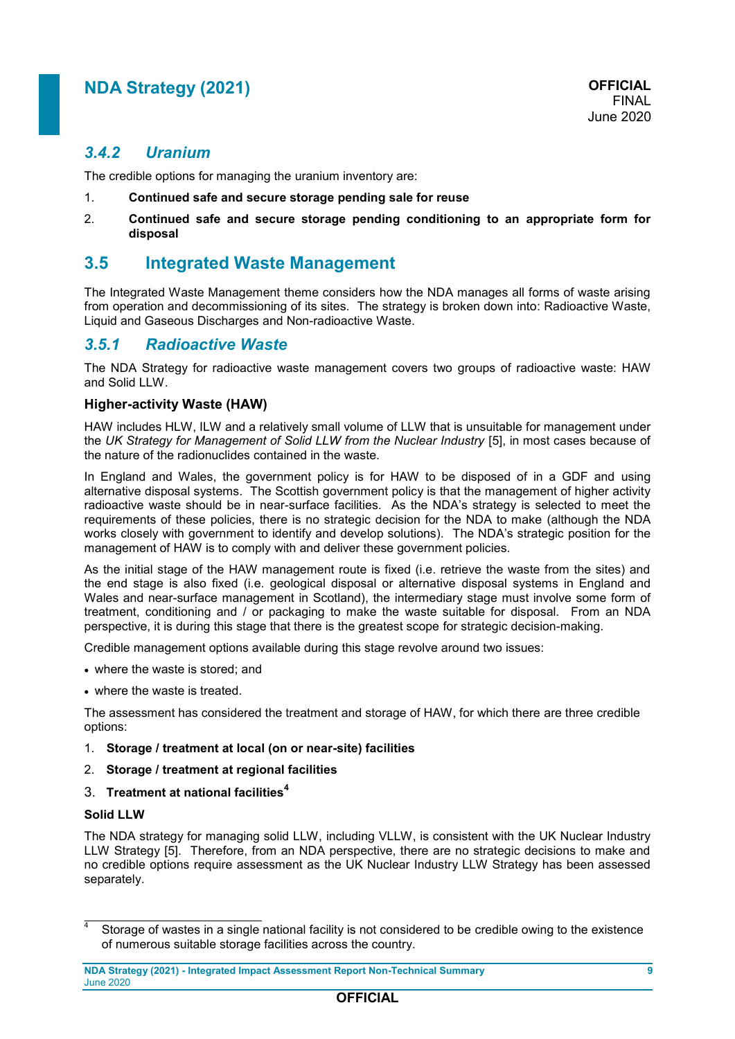### 3.4.2 Uranium

The credible options for managing the uranium inventory are:

1. **Continued safe and secure storage pending sale for reuse**
2. **Continued safe and secure storage pending conditioning to an appropriate form for disposal**

## 3.5 Integrated Waste Management

The Integrated Waste Management theme considers how the NDA manages all forms of waste arising from operation and decommissioning of its sites. The strategy is broken down into: Radioactive Waste, Liquid and Gaseous Discharges and Non-radioactive Waste.

### 3.5.1 Radioactive Waste

The NDA Strategy for radioactive waste management covers two groups of radioactive waste: HAW and Solid LLW.

#### Higher-activity Waste (HAW)

HAW includes HLW, ILW and a relatively small volume of LLW that is unsuitable for management under the *UK Strategy for Management of Solid LLW from the Nuclear Industry* [5], in most cases because of the nature of the radionuclides contained in the waste.

In England and Wales, the government policy is for HAW to be disposed of in a GDF and using alternative disposal systems. The Scottish government policy is that the management of higher activity radioactive waste should be in near-surface facilities. As the NDA's strategy is selected to meet the requirements of these policies, there is no strategic decision for the NDA to make (although the NDA works closely with government to identify and develop solutions). The NDA's strategic position for the management of HAW is to comply with and deliver these government policies.

As the initial stage of the HAW management route is fixed (i.e. retrieve the waste from the sites) and the end stage is also fixed (i.e. geological disposal or alternative disposal systems in England and Wales and near-surface management in Scotland), the intermediary stage must involve some form of treatment, conditioning and / or packaging to make the waste suitable for disposal. From an NDA perspective, it is during this stage that there is the greatest scope for strategic decision-making.

Credible management options available during this stage revolve around two issues:

- where the waste is stored; and
- where the waste is treated.

The assessment has considered the treatment and storage of HAW, for which there are three credible options:

1. **Storage / treatment at local (on or near-site) facilities**
2. **Storage / treatment at regional facilities**
3. **Treatment at national facilities**[4]

#### Solid LLW

The NDA strategy for managing solid LLW, including VLLW, is consistent with the UK Nuclear Industry LLW Strategy [5]. Therefore, from an NDA perspective, there are no strategic decisions to make and no credible options require assessment as the UK Nuclear Industry LLW Strategy has been assessed separately.

[4] Storage of wastes in a single national facility is not considered to be credible owing to the existence of numerous suitable storage facilities across the country.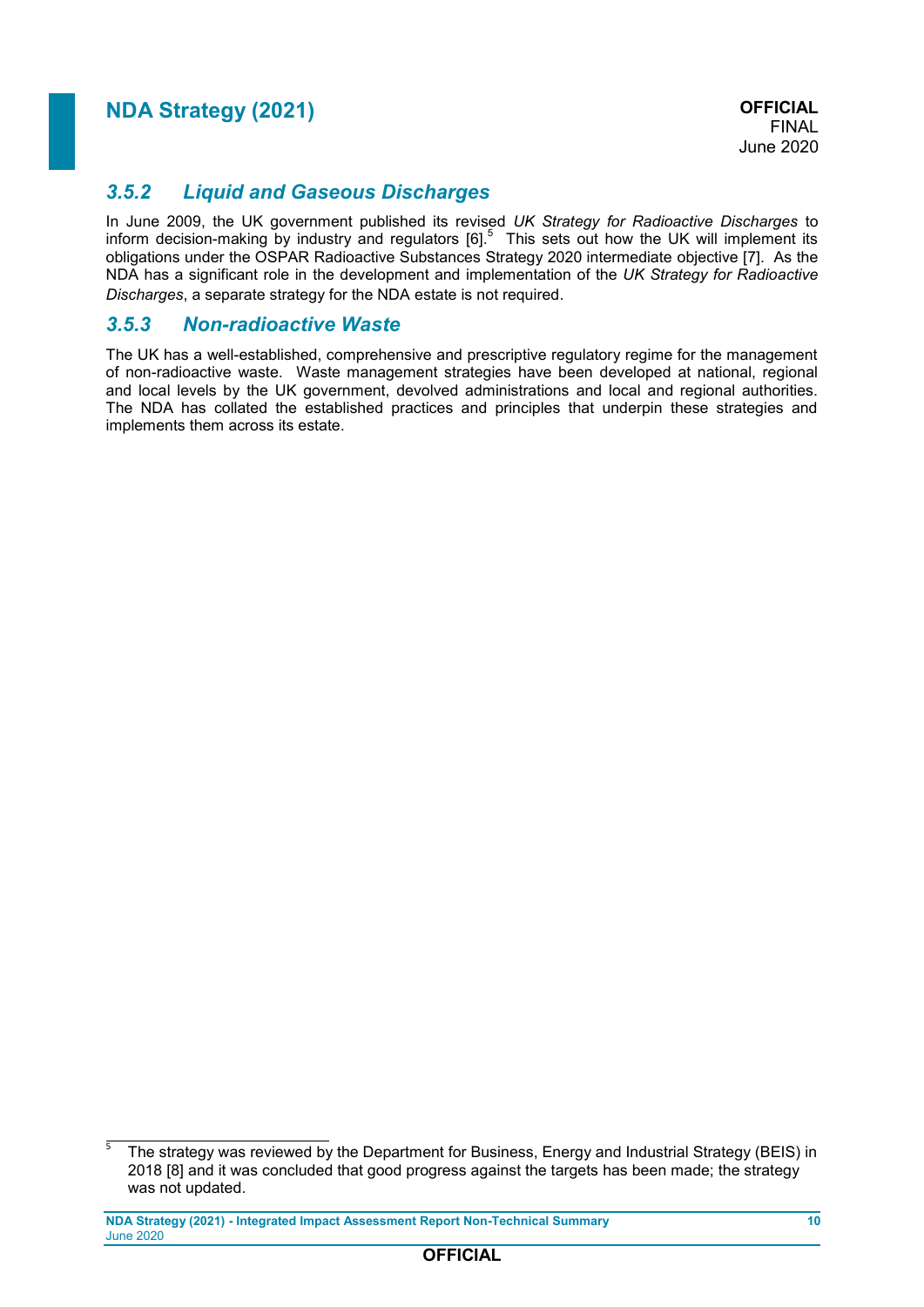### *3.5.2 Liquid and Gaseous Discharges*

In June 2009, the UK government published its revised *UK Strategy for Radioactive Discharges* to inform decision-making by industry and regulators [6].[5] This sets out how the UK will implement its obligations under the OSPAR Radioactive Substances Strategy 2020 intermediate objective [7]. As the NDA has a significant role in the development and implementation of the *UK Strategy for Radioactive Discharges*, a separate strategy for the NDA estate is not required.

### *3.5.3 Non-radioactive Waste*

The UK has a well-established, comprehensive and prescriptive regulatory regime for the management of non-radioactive waste. Waste management strategies have been developed at national, regional and local levels by the UK government, devolved administrations and local and regional authorities. The NDA has collated the established practices and principles that underpin these strategies and implements them across its estate.

---

[5] The strategy was reviewed by the Department for Business, Energy and Industrial Strategy (BEIS) in 2018 [8] and it was concluded that good progress against the targets has been made; the strategy was not updated.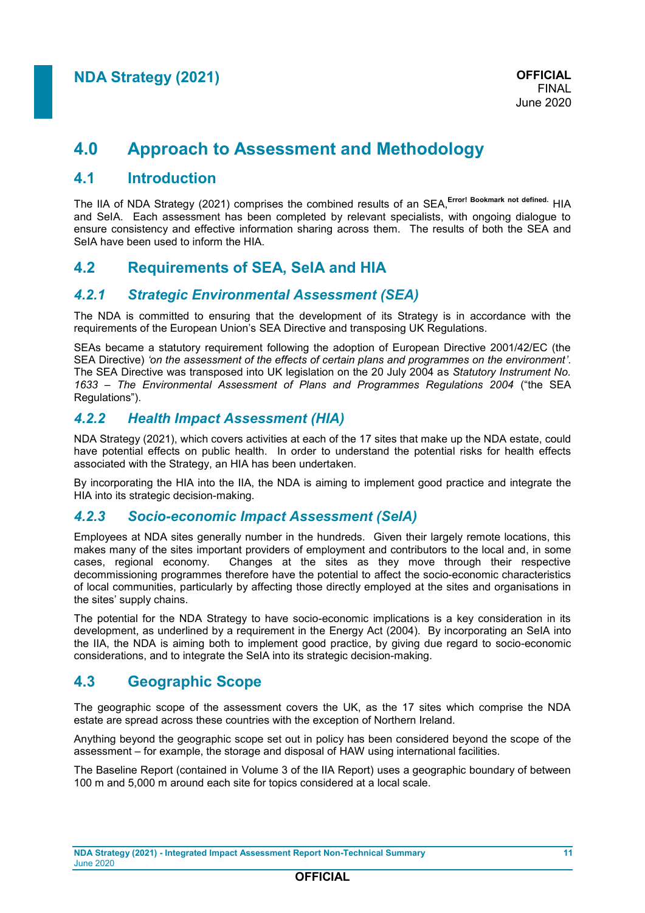# 4.0 Approach to Assessment and Methodology

## 4.1 Introduction

The IIA of NDA Strategy (2021) comprises the combined results of an SEA,Error! Bookmark not defined. HIA and SeIA. Each assessment has been completed by relevant specialists, with ongoing dialogue to ensure consistency and effective information sharing across them. The results of both the SEA and SeIA have been used to inform the HIA.

## 4.2 Requirements of SEA, SeIA and HIA

### *4.2.1 Strategic Environmental Assessment (SEA)*

The NDA is committed to ensuring that the development of its Strategy is in accordance with the requirements of the European Union's SEA Directive and transposing UK Regulations.

SEAs became a statutory requirement following the adoption of European Directive 2001/42/EC (the SEA Directive) *'on the assessment of the effects of certain plans and programmes on the environment'*. The SEA Directive was transposed into UK legislation on the 20 July 2004 as *Statutory Instrument No. 1633 – The Environmental Assessment of Plans and Programmes Regulations 2004* ("the SEA Regulations").

### *4.2.2 Health Impact Assessment (HIA)*

NDA Strategy (2021), which covers activities at each of the 17 sites that make up the NDA estate, could have potential effects on public health. In order to understand the potential risks for health effects associated with the Strategy, an HIA has been undertaken.

By incorporating the HIA into the IIA, the NDA is aiming to implement good practice and integrate the HIA into its strategic decision-making.

### *4.2.3 Socio-economic Impact Assessment (SeIA)*

Employees at NDA sites generally number in the hundreds. Given their largely remote locations, this makes many of the sites important providers of employment and contributors to the local and, in some cases, regional economy. Changes at the sites as they move through their respective decommissioning programmes therefore have the potential to affect the socio-economic characteristics of local communities, particularly by affecting those directly employed at the sites and organisations in the sites' supply chains.

The potential for the NDA Strategy to have socio-economic implications is a key consideration in its development, as underlined by a requirement in the Energy Act (2004). By incorporating an SeIA into the IIA, the NDA is aiming both to implement good practice, by giving due regard to socio-economic considerations, and to integrate the SeIA into its strategic decision-making.

## 4.3 Geographic Scope

The geographic scope of the assessment covers the UK, as the 17 sites which comprise the NDA estate are spread across these countries with the exception of Northern Ireland.

Anything beyond the geographic scope set out in policy has been considered beyond the scope of the assessment – for example, the storage and disposal of HAW using international facilities.

The Baseline Report (contained in Volume 3 of the IIA Report) uses a geographic boundary of between 100 m and 5,000 m around each site for topics considered at a local scale.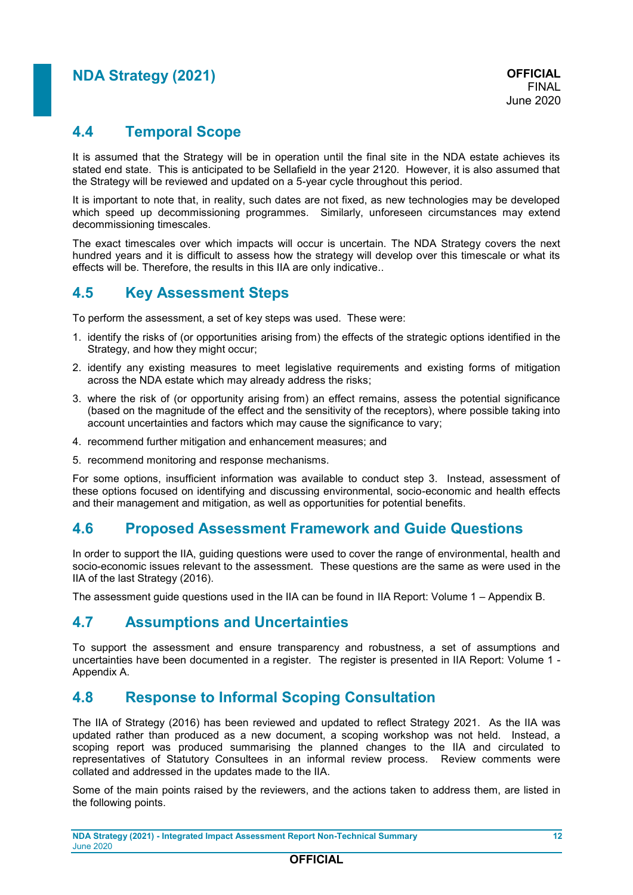## 4.4 Temporal Scope

It is assumed that the Strategy will be in operation until the final site in the NDA estate achieves its stated end state. This is anticipated to be Sellafield in the year 2120. However, it is also assumed that the Strategy will be reviewed and updated on a 5-year cycle throughout this period.

It is important to note that, in reality, such dates are not fixed, as new technologies may be developed which speed up decommissioning programmes. Similarly, unforeseen circumstances may extend decommissioning timescales.

The exact timescales over which impacts will occur is uncertain. The NDA Strategy covers the next hundred years and it is difficult to assess how the strategy will develop over this timescale or what its effects will be. Therefore, the results in this IIA are only indicative..

## 4.5 Key Assessment Steps

To perform the assessment, a set of key steps was used. These were:

1. identify the risks of (or opportunities arising from) the effects of the strategic options identified in the Strategy, and how they might occur;
2. identify any existing measures to meet legislative requirements and existing forms of mitigation across the NDA estate which may already address the risks;
3. where the risk of (or opportunity arising from) an effect remains, assess the potential significance (based on the magnitude of the effect and the sensitivity of the receptors), where possible taking into account uncertainties and factors which may cause the significance to vary;
4. recommend further mitigation and enhancement measures; and
5. recommend monitoring and response mechanisms.

For some options, insufficient information was available to conduct step 3. Instead, assessment of these options focused on identifying and discussing environmental, socio-economic and health effects and their management and mitigation, as well as opportunities for potential benefits.

## 4.6 Proposed Assessment Framework and Guide Questions

In order to support the IIA, guiding questions were used to cover the range of environmental, health and socio-economic issues relevant to the assessment. These questions are the same as were used in the IIA of the last Strategy (2016).

The assessment guide questions used in the IIA can be found in IIA Report: Volume 1 – Appendix B.

## 4.7 Assumptions and Uncertainties

To support the assessment and ensure transparency and robustness, a set of assumptions and uncertainties have been documented in a register. The register is presented in IIA Report: Volume 1 - Appendix A.

## 4.8 Response to Informal Scoping Consultation

The IIA of Strategy (2016) has been reviewed and updated to reflect Strategy 2021. As the IIA was updated rather than produced as a new document, a scoping workshop was not held. Instead, a scoping report was produced summarising the planned changes to the IIA and circulated to representatives of Statutory Consultees in an informal review process. Review comments were collated and addressed in the updates made to the IIA.

Some of the main points raised by the reviewers, and the actions taken to address them, are listed in the following points.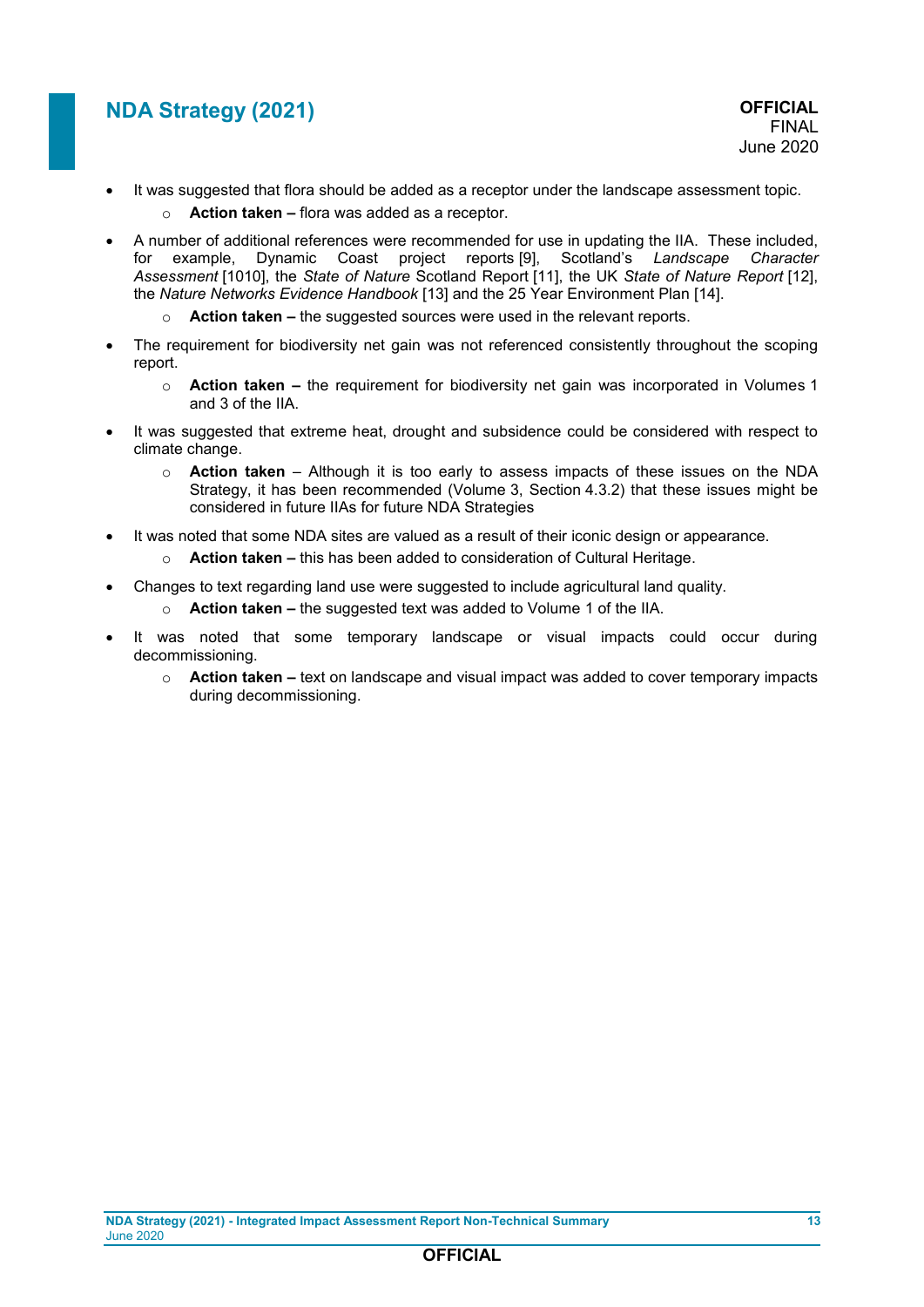- It was suggested that flora should be added as a receptor under the landscape assessment topic.
  - **Action taken –** flora was added as a receptor.
- A number of additional references were recommended for use in updating the IIA. These included, for example, Dynamic Coast project reports [9], Scotland's *Landscape Character Assessment* [1010], the *State of Nature* Scotland Report [11], the UK *State of Nature Report* [12], the *Nature Networks Evidence Handbook* [13] and the 25 Year Environment Plan [14].
  - **Action taken –** the suggested sources were used in the relevant reports.
- The requirement for biodiversity net gain was not referenced consistently throughout the scoping report.
  - **Action taken –** the requirement for biodiversity net gain was incorporated in Volumes 1 and 3 of the IIA.
- It was suggested that extreme heat, drought and subsidence could be considered with respect to climate change.
  - **Action taken** – Although it is too early to assess impacts of these issues on the NDA Strategy, it has been recommended (Volume 3, Section 4.3.2) that these issues might be considered in future IIAs for future NDA Strategies
- It was noted that some NDA sites are valued as a result of their iconic design or appearance.
  - **Action taken –** this has been added to consideration of Cultural Heritage.
- Changes to text regarding land use were suggested to include agricultural land quality.
  - **Action taken –** the suggested text was added to Volume 1 of the IIA.
- It was noted that some temporary landscape or visual impacts could occur during decommissioning.
  - **Action taken –** text on landscape and visual impact was added to cover temporary impacts during decommissioning.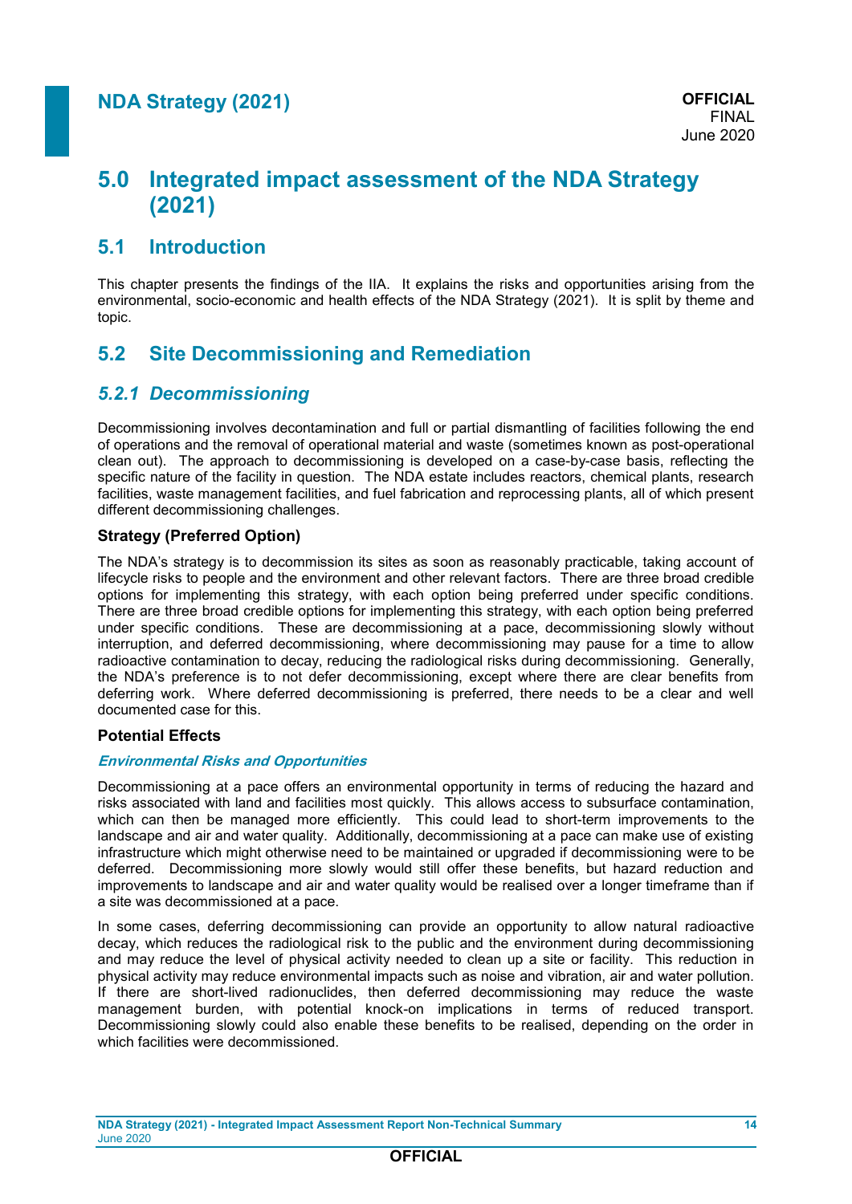# 5.0 Integrated impact assessment of the NDA Strategy (2021)

## 5.1 Introduction

This chapter presents the findings of the IIA. It explains the risks and opportunities arising from the environmental, socio-economic and health effects of the NDA Strategy (2021). It is split by theme and topic.

## 5.2 Site Decommissioning and Remediation

### *5.2.1 Decommissioning*

Decommissioning involves decontamination and full or partial dismantling of facilities following the end of operations and the removal of operational material and waste (sometimes known as post-operational clean out). The approach to decommissioning is developed on a case-by-case basis, reflecting the specific nature of the facility in question. The NDA estate includes reactors, chemical plants, research facilities, waste management facilities, and fuel fabrication and reprocessing plants, all of which present different decommissioning challenges.

#### Strategy (Preferred Option)

The NDA's strategy is to decommission its sites as soon as reasonably practicable, taking account of lifecycle risks to people and the environment and other relevant factors. There are three broad credible options for implementing this strategy, with each option being preferred under specific conditions. There are three broad credible options for implementing this strategy, with each option being preferred under specific conditions. These are decommissioning at a pace, decommissioning slowly without interruption, and deferred decommissioning, where decommissioning may pause for a time to allow radioactive contamination to decay, reducing the radiological risks during decommissioning. Generally, the NDA's preference is to not defer decommissioning, except where there are clear benefits from deferring work. Where deferred decommissioning is preferred, there needs to be a clear and well documented case for this.

#### Potential Effects

***Environmental Risks and Opportunities***

Decommissioning at a pace offers an environmental opportunity in terms of reducing the hazard and risks associated with land and facilities most quickly. This allows access to subsurface contamination, which can then be managed more efficiently. This could lead to short-term improvements to the landscape and air and water quality. Additionally, decommissioning at a pace can make use of existing infrastructure which might otherwise need to be maintained or upgraded if decommissioning were to be deferred. Decommissioning more slowly would still offer these benefits, but hazard reduction and improvements to landscape and air and water quality would be realised over a longer timeframe than if a site was decommissioned at a pace.

In some cases, deferring decommissioning can provide an opportunity to allow natural radioactive decay, which reduces the radiological risk to the public and the environment during decommissioning and may reduce the level of physical activity needed to clean up a site or facility. This reduction in physical activity may reduce environmental impacts such as noise and vibration, air and water pollution. If there are short-lived radionuclides, then deferred decommissioning may reduce the waste management burden, with potential knock-on implications in terms of reduced transport. Decommissioning slowly could also enable these benefits to be realised, depending on the order in which facilities were decommissioned.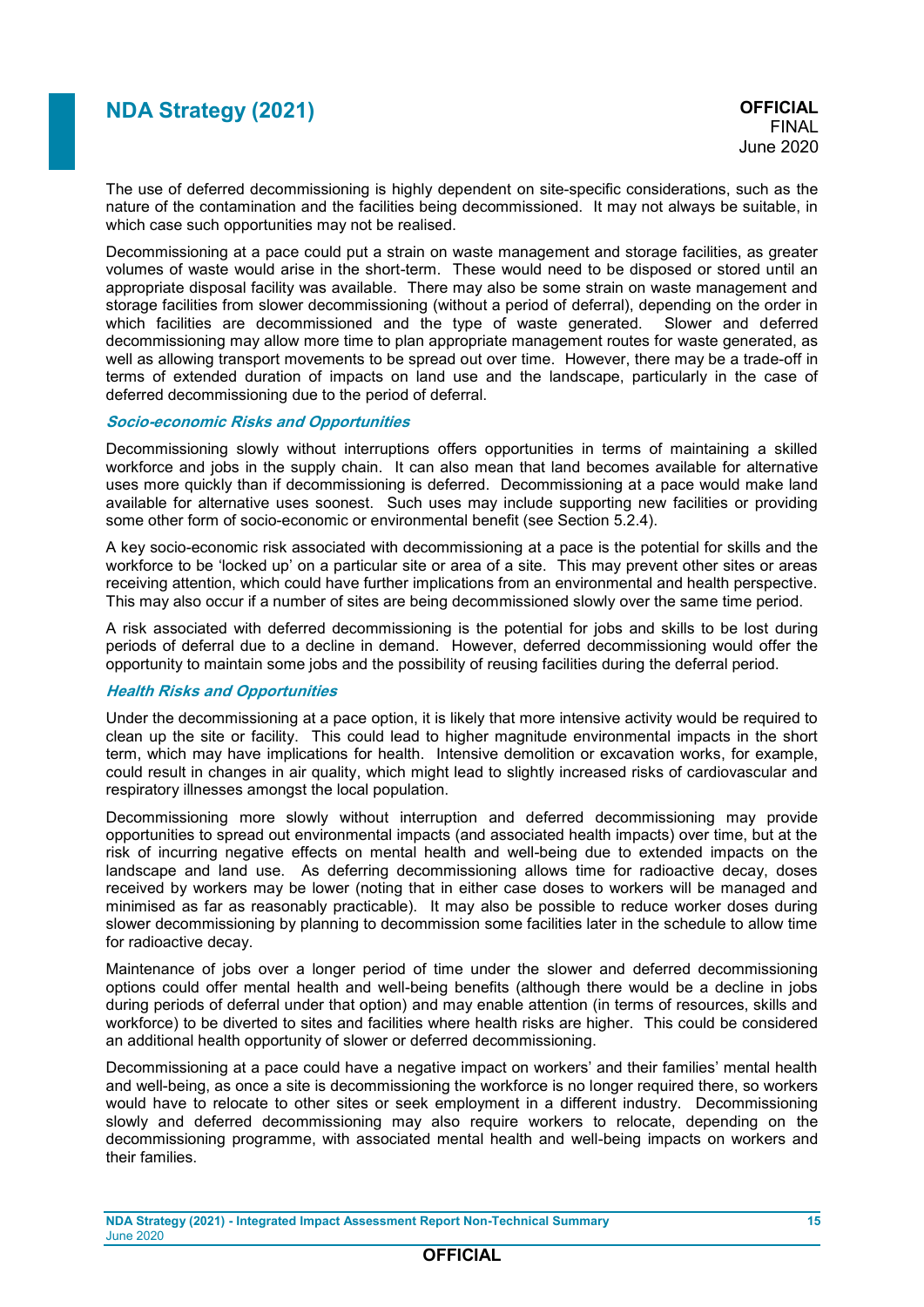The use of deferred decommissioning is highly dependent on site-specific considerations, such as the nature of the contamination and the facilities being decommissioned. It may not always be suitable, in which case such opportunities may not be realised.

Decommissioning at a pace could put a strain on waste management and storage facilities, as greater volumes of waste would arise in the short-term. These would need to be disposed or stored until an appropriate disposal facility was available. There may also be some strain on waste management and storage facilities from slower decommissioning (without a period of deferral), depending on the order in which facilities are decommissioned and the type of waste generated. Slower and deferred decommissioning may allow more time to plan appropriate management routes for waste generated, as well as allowing transport movements to be spread out over time. However, there may be a trade-off in terms of extended duration of impacts on land use and the landscape, particularly in the case of deferred decommissioning due to the period of deferral.

#### *Socio-economic Risks and Opportunities*

Decommissioning slowly without interruptions offers opportunities in terms of maintaining a skilled workforce and jobs in the supply chain. It can also mean that land becomes available for alternative uses more quickly than if decommissioning is deferred. Decommissioning at a pace would make land available for alternative uses soonest. Such uses may include supporting new facilities or providing some other form of socio-economic or environmental benefit (see Section 5.2.4).

A key socio-economic risk associated with decommissioning at a pace is the potential for skills and the workforce to be 'locked up' on a particular site or area of a site. This may prevent other sites or areas receiving attention, which could have further implications from an environmental and health perspective. This may also occur if a number of sites are being decommissioned slowly over the same time period.

A risk associated with deferred decommissioning is the potential for jobs and skills to be lost during periods of deferral due to a decline in demand. However, deferred decommissioning would offer the opportunity to maintain some jobs and the possibility of reusing facilities during the deferral period.

#### *Health Risks and Opportunities*

Under the decommissioning at a pace option, it is likely that more intensive activity would be required to clean up the site or facility. This could lead to higher magnitude environmental impacts in the short term, which may have implications for health. Intensive demolition or excavation works, for example, could result in changes in air quality, which might lead to slightly increased risks of cardiovascular and respiratory illnesses amongst the local population.

Decommissioning more slowly without interruption and deferred decommissioning may provide opportunities to spread out environmental impacts (and associated health impacts) over time, but at the risk of incurring negative effects on mental health and well-being due to extended impacts on the landscape and land use. As deferring decommissioning allows time for radioactive decay, doses received by workers may be lower (noting that in either case doses to workers will be managed and minimised as far as reasonably practicable). It may also be possible to reduce worker doses during slower decommissioning by planning to decommission some facilities later in the schedule to allow time for radioactive decay.

Maintenance of jobs over a longer period of time under the slower and deferred decommissioning options could offer mental health and well-being benefits (although there would be a decline in jobs during periods of deferral under that option) and may enable attention (in terms of resources, skills and workforce) to be diverted to sites and facilities where health risks are higher. This could be considered an additional health opportunity of slower or deferred decommissioning.

Decommissioning at a pace could have a negative impact on workers' and their families' mental health and well-being, as once a site is decommissioning the workforce is no longer required there, so workers would have to relocate to other sites or seek employment in a different industry. Decommissioning slowly and deferred decommissioning may also require workers to relocate, depending on the decommissioning programme, with associated mental health and well-being impacts on workers and their families.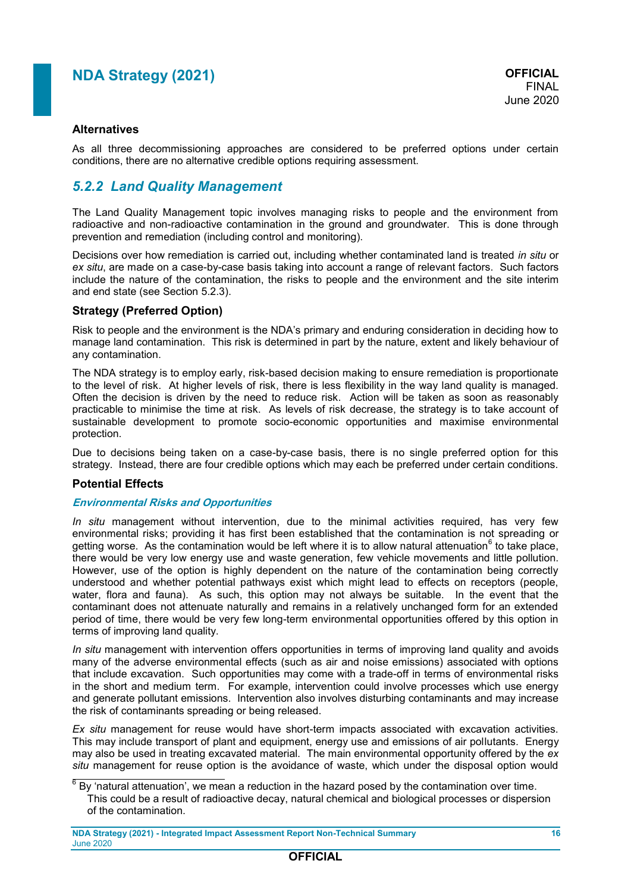### Alternatives

As all three decommissioning approaches are considered to be preferred options under certain conditions, there are no alternative credible options requiring assessment.

## *5.2.2 Land Quality Management*

The Land Quality Management topic involves managing risks to people and the environment from radioactive and non-radioactive contamination in the ground and groundwater. This is done through prevention and remediation (including control and monitoring).

Decisions over how remediation is carried out, including whether contaminated land is treated *in situ* or *ex situ*, are made on a case-by-case basis taking into account a range of relevant factors. Such factors include the nature of the contamination, the risks to people and the environment and the site interim and end state (see Section 5.2.3).

### Strategy (Preferred Option)

Risk to people and the environment is the NDA's primary and enduring consideration in deciding how to manage land contamination. This risk is determined in part by the nature, extent and likely behaviour of any contamination.

The NDA strategy is to employ early, risk-based decision making to ensure remediation is proportionate to the level of risk. At higher levels of risk, there is less flexibility in the way land quality is managed. Often the decision is driven by the need to reduce risk. Action will be taken as soon as reasonably practicable to minimise the time at risk. As levels of risk decrease, the strategy is to take account of sustainable development to promote socio-economic opportunities and maximise environmental protection.

Due to decisions being taken on a case-by-case basis, there is no single preferred option for this strategy. Instead, there are four credible options which may each be preferred under certain conditions.

### Potential Effects

#### *Environmental Risks and Opportunities*

*In situ* management without intervention, due to the minimal activities required, has very few environmental risks; providing it has first been established that the contamination is not spreading or getting worse. As the contamination would be left where it is to allow natural attenuation[6] to take place, there would be very low energy use and waste generation, few vehicle movements and little pollution. However, use of the option is highly dependent on the nature of the contamination being correctly understood and whether potential pathways exist which might lead to effects on receptors (people, water, flora and fauna). As such, this option may not always be suitable. In the event that the contaminant does not attenuate naturally and remains in a relatively unchanged form for an extended period of time, there would be very few long-term environmental opportunities offered by this option in terms of improving land quality.

*In situ* management with intervention offers opportunities in terms of improving land quality and avoids many of the adverse environmental effects (such as air and noise emissions) associated with options that include excavation. Such opportunities may come with a trade-off in terms of environmental risks in the short and medium term. For example, intervention could involve processes which use energy and generate pollutant emissions. Intervention also involves disturbing contaminants and may increase the risk of contaminants spreading or being released.

*Ex situ* management for reuse would have short-term impacts associated with excavation activities. This may include transport of plant and equipment, energy use and emissions of air pollutants. Energy may also be used in treating excavated material. The main environmental opportunity offered by the *ex situ* management for reuse option is the avoidance of waste, which under the disposal option would

[6] By 'natural attenuation', we mean a reduction in the hazard posed by the contamination over time. This could be a result of radioactive decay, natural chemical and biological processes or dispersion of the contamination.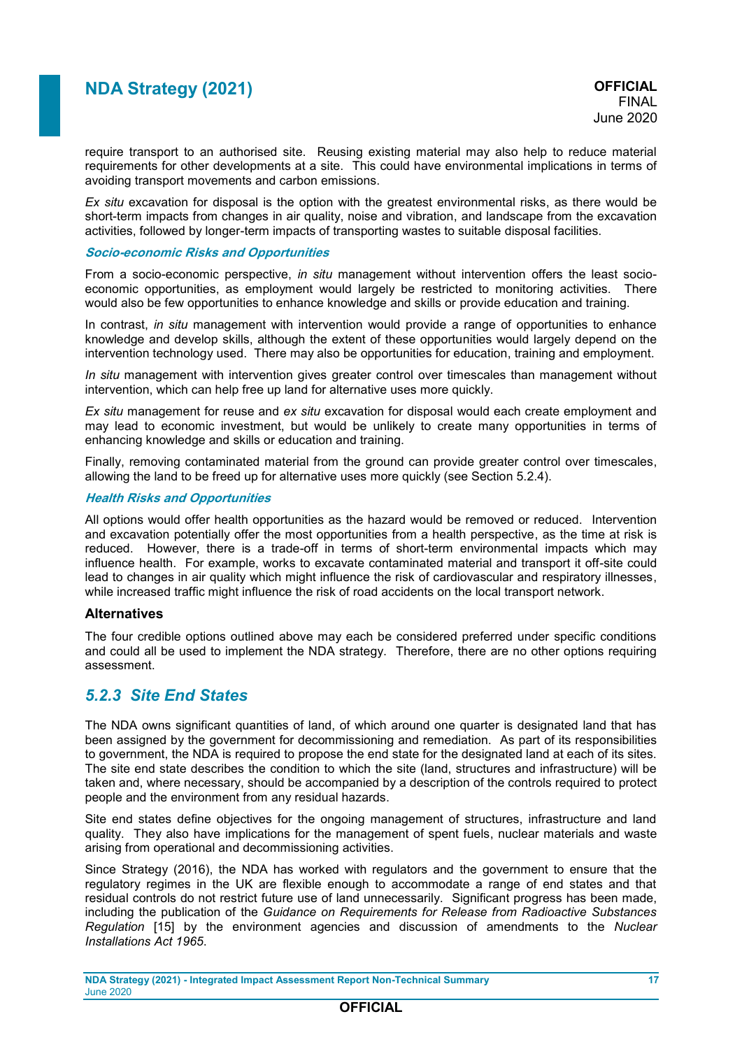require transport to an authorised site. Reusing existing material may also help to reduce material requirements for other developments at a site. This could have environmental implications in terms of avoiding transport movements and carbon emissions.

*Ex situ* excavation for disposal is the option with the greatest environmental risks, as there would be short-term impacts from changes in air quality, noise and vibration, and landscape from the excavation activities, followed by longer-term impacts of transporting wastes to suitable disposal facilities.

***Socio-economic Risks and Opportunities***

From a socio-economic perspective, *in situ* management without intervention offers the least socio-economic opportunities, as employment would largely be restricted to monitoring activities. There would also be few opportunities to enhance knowledge and skills or provide education and training.

In contrast, *in situ* management with intervention would provide a range of opportunities to enhance knowledge and develop skills, although the extent of these opportunities would largely depend on the intervention technology used. There may also be opportunities for education, training and employment.

*In situ* management with intervention gives greater control over timescales than management without intervention, which can help free up land for alternative uses more quickly.

*Ex situ* management for reuse and *ex situ* excavation for disposal would each create employment and may lead to economic investment, but would be unlikely to create many opportunities in terms of enhancing knowledge and skills or education and training.

Finally, removing contaminated material from the ground can provide greater control over timescales, allowing the land to be freed up for alternative uses more quickly (see Section 5.2.4).

***Health Risks and Opportunities***

All options would offer health opportunities as the hazard would be removed or reduced. Intervention and excavation potentially offer the most opportunities from a health perspective, as the time at risk is reduced. However, there is a trade-off in terms of short-term environmental impacts which may influence health. For example, works to excavate contaminated material and transport it off-site could lead to changes in air quality which might influence the risk of cardiovascular and respiratory illnesses, while increased traffic might influence the risk of road accidents on the local transport network.

**Alternatives**

The four credible options outlined above may each be considered preferred under specific conditions and could all be used to implement the NDA strategy. Therefore, there are no other options requiring assessment.

### *5.2.3 Site End States*

The NDA owns significant quantities of land, of which around one quarter is designated land that has been assigned by the government for decommissioning and remediation. As part of its responsibilities to government, the NDA is required to propose the end state for the designated land at each of its sites. The site end state describes the condition to which the site (land, structures and infrastructure) will be taken and, where necessary, should be accompanied by a description of the controls required to protect people and the environment from any residual hazards.

Site end states define objectives for the ongoing management of structures, infrastructure and land quality. They also have implications for the management of spent fuels, nuclear materials and waste arising from operational and decommissioning activities.

Since Strategy (2016), the NDA has worked with regulators and the government to ensure that the regulatory regimes in the UK are flexible enough to accommodate a range of end states and that residual controls do not restrict future use of land unnecessarily. Significant progress has been made, including the publication of the *Guidance on Requirements for Release from Radioactive Substances Regulation* [15] by the environment agencies and discussion of amendments to the *Nuclear Installations Act 1965*.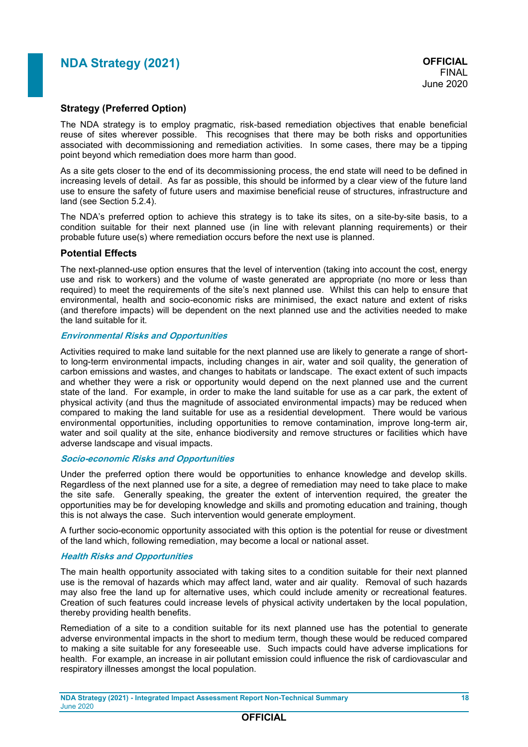### Strategy (Preferred Option)

The NDA strategy is to employ pragmatic, risk-based remediation objectives that enable beneficial reuse of sites wherever possible. This recognises that there may be both risks and opportunities associated with decommissioning and remediation activities. In some cases, there may be a tipping point beyond which remediation does more harm than good.

As a site gets closer to the end of its decommissioning process, the end state will need to be defined in increasing levels of detail. As far as possible, this should be informed by a clear view of the future land use to ensure the safety of future users and maximise beneficial reuse of structures, infrastructure and land (see Section 5.2.4).

The NDA's preferred option to achieve this strategy is to take its sites, on a site-by-site basis, to a condition suitable for their next planned use (in line with relevant planning requirements) or their probable future use(s) where remediation occurs before the next use is planned.

### Potential Effects

The next-planned-use option ensures that the level of intervention (taking into account the cost, energy use and risk to workers) and the volume of waste generated are appropriate (no more or less than required) to meet the requirements of the site's next planned use. Whilst this can help to ensure that environmental, health and socio-economic risks are minimised, the exact nature and extent of risks (and therefore impacts) will be dependent on the next planned use and the activities needed to make the land suitable for it.

#### *Environmental Risks and Opportunities*

Activities required to make land suitable for the next planned use are likely to generate a range of short- to long-term environmental impacts, including changes in air, water and soil quality, the generation of carbon emissions and wastes, and changes to habitats or landscape. The exact extent of such impacts and whether they were a risk or opportunity would depend on the next planned use and the current state of the land. For example, in order to make the land suitable for use as a car park, the extent of physical activity (and thus the magnitude of associated environmental impacts) may be reduced when compared to making the land suitable for use as a residential development. There would be various environmental opportunities, including opportunities to remove contamination, improve long-term air, water and soil quality at the site, enhance biodiversity and remove structures or facilities which have adverse landscape and visual impacts.

#### *Socio-economic Risks and Opportunities*

Under the preferred option there would be opportunities to enhance knowledge and develop skills. Regardless of the next planned use for a site, a degree of remediation may need to take place to make the site safe. Generally speaking, the greater the extent of intervention required, the greater the opportunities may be for developing knowledge and skills and promoting education and training, though this is not always the case. Such intervention would generate employment.

A further socio-economic opportunity associated with this option is the potential for reuse or divestment of the land which, following remediation, may become a local or national asset.

#### *Health Risks and Opportunities*

The main health opportunity associated with taking sites to a condition suitable for their next planned use is the removal of hazards which may affect land, water and air quality. Removal of such hazards may also free the land up for alternative uses, which could include amenity or recreational features. Creation of such features could increase levels of physical activity undertaken by the local population, thereby providing health benefits.

Remediation of a site to a condition suitable for its next planned use has the potential to generate adverse environmental impacts in the short to medium term, though these would be reduced compared to making a site suitable for any foreseeable use. Such impacts could have adverse implications for health. For example, an increase in air pollutant emission could influence the risk of cardiovascular and respiratory illnesses amongst the local population.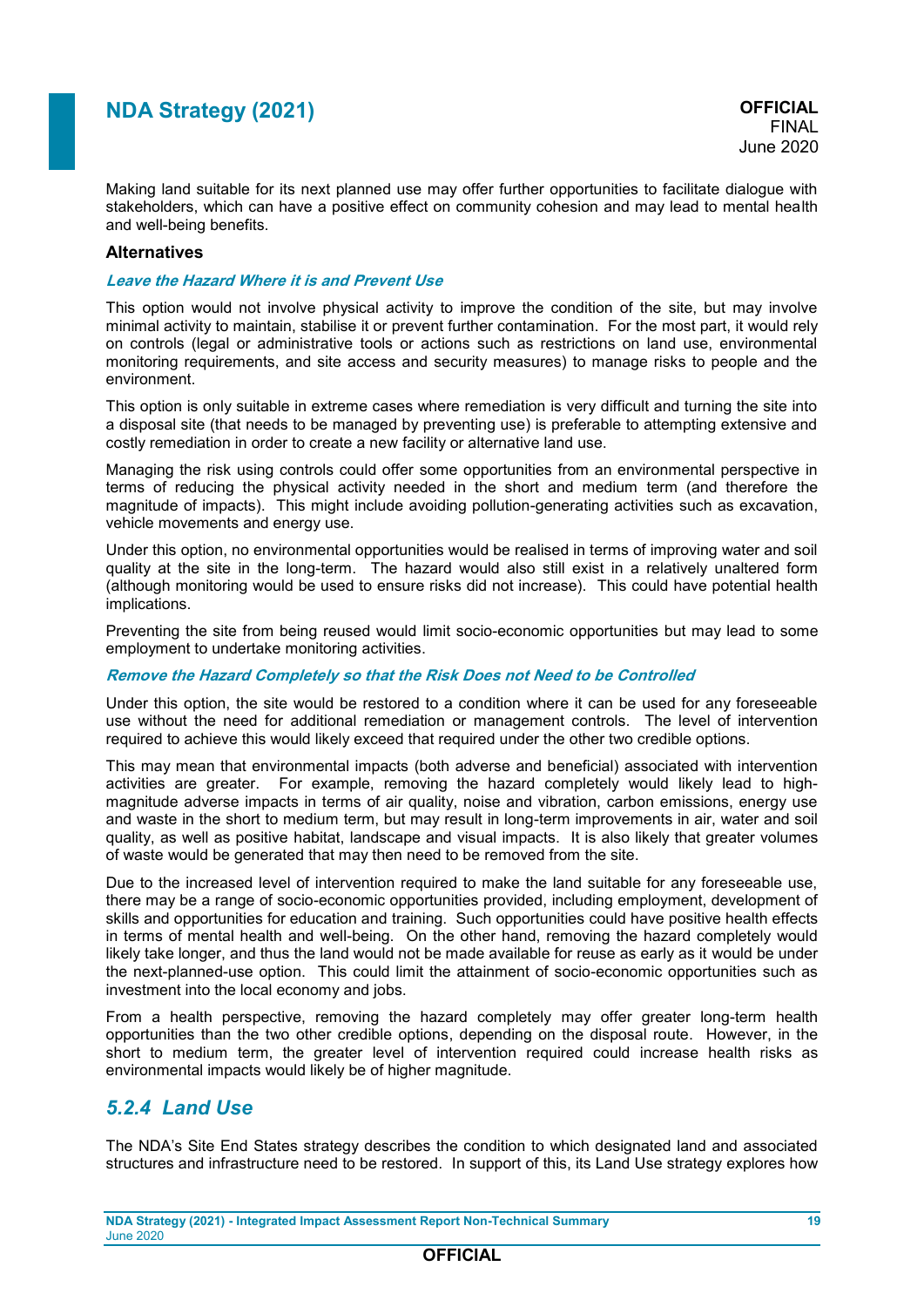Making land suitable for its next planned use may offer further opportunities to facilitate dialogue with stakeholders, which can have a positive effect on community cohesion and may lead to mental health and well-being benefits.

### Alternatives

#### *Leave the Hazard Where it is and Prevent Use*

This option would not involve physical activity to improve the condition of the site, but may involve minimal activity to maintain, stabilise it or prevent further contamination. For the most part, it would rely on controls (legal or administrative tools or actions such as restrictions on land use, environmental monitoring requirements, and site access and security measures) to manage risks to people and the environment.

This option is only suitable in extreme cases where remediation is very difficult and turning the site into a disposal site (that needs to be managed by preventing use) is preferable to attempting extensive and costly remediation in order to create a new facility or alternative land use.

Managing the risk using controls could offer some opportunities from an environmental perspective in terms of reducing the physical activity needed in the short and medium term (and therefore the magnitude of impacts). This might include avoiding pollution-generating activities such as excavation, vehicle movements and energy use.

Under this option, no environmental opportunities would be realised in terms of improving water and soil quality at the site in the long-term. The hazard would also still exist in a relatively unaltered form (although monitoring would be used to ensure risks did not increase). This could have potential health implications.

Preventing the site from being reused would limit socio-economic opportunities but may lead to some employment to undertake monitoring activities.

#### *Remove the Hazard Completely so that the Risk Does not Need to be Controlled*

Under this option, the site would be restored to a condition where it can be used for any foreseeable use without the need for additional remediation or management controls. The level of intervention required to achieve this would likely exceed that required under the other two credible options.

This may mean that environmental impacts (both adverse and beneficial) associated with intervention activities are greater. For example, removing the hazard completely would likely lead to high-magnitude adverse impacts in terms of air quality, noise and vibration, carbon emissions, energy use and waste in the short to medium term, but may result in long-term improvements in air, water and soil quality, as well as positive habitat, landscape and visual impacts. It is also likely that greater volumes of waste would be generated that may then need to be removed from the site.

Due to the increased level of intervention required to make the land suitable for any foreseeable use, there may be a range of socio-economic opportunities provided, including employment, development of skills and opportunities for education and training. Such opportunities could have positive health effects in terms of mental health and well-being. On the other hand, removing the hazard completely would likely take longer, and thus the land would not be made available for reuse as early as it would be under the next-planned-use option. This could limit the attainment of socio-economic opportunities such as investment into the local economy and jobs.

From a health perspective, removing the hazard completely may offer greater long-term health opportunities than the two other credible options, depending on the disposal route. However, in the short to medium term, the greater level of intervention required could increase health risks as environmental impacts would likely be of higher magnitude.

## *5.2.4 Land Use*

The NDA's Site End States strategy describes the condition to which designated land and associated structures and infrastructure need to be restored. In support of this, its Land Use strategy explores how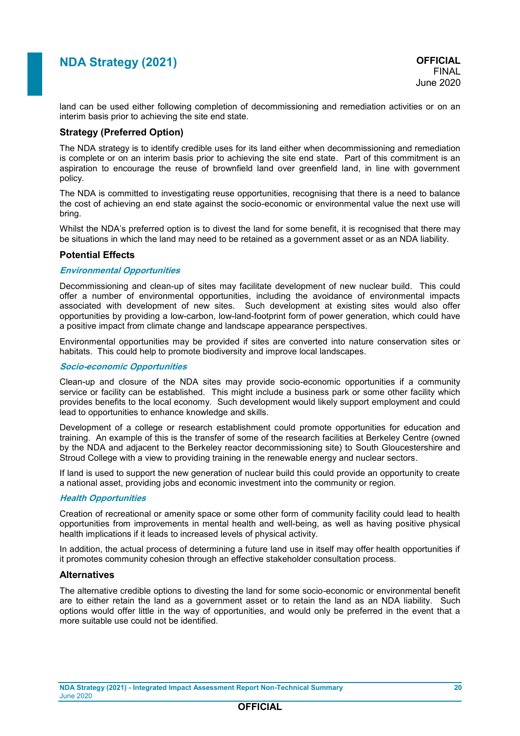land can be used either following completion of decommissioning and remediation activities or on an interim basis prior to achieving the site end state.

### Strategy (Preferred Option)

The NDA strategy is to identify credible uses for its land either when decommissioning and remediation is complete or on an interim basis prior to achieving the site end state. Part of this commitment is an aspiration to encourage the reuse of brownfield land over greenfield land, in line with government policy.

The NDA is committed to investigating reuse opportunities, recognising that there is a need to balance the cost of achieving an end state against the socio-economic or environmental value the next use will bring.

Whilst the NDA's preferred option is to divest the land for some benefit, it is recognised that there may be situations in which the land may need to be retained as a government asset or as an NDA liability.

### Potential Effects

#### *Environmental Opportunities*

Decommissioning and clean-up of sites may facilitate development of new nuclear build. This could offer a number of environmental opportunities, including the avoidance of environmental impacts associated with development of new sites. Such development at existing sites would also offer opportunities by providing a low-carbon, low-land-footprint form of power generation, which could have a positive impact from climate change and landscape appearance perspectives.

Environmental opportunities may be provided if sites are converted into nature conservation sites or habitats. This could help to promote biodiversity and improve local landscapes.

#### *Socio-economic Opportunities*

Clean-up and closure of the NDA sites may provide socio-economic opportunities if a community service or facility can be established. This might include a business park or some other facility which provides benefits to the local economy. Such development would likely support employment and could lead to opportunities to enhance knowledge and skills.

Development of a college or research establishment could promote opportunities for education and training. An example of this is the transfer of some of the research facilities at Berkeley Centre (owned by the NDA and adjacent to the Berkeley reactor decommissioning site) to South Gloucestershire and Stroud College with a view to providing training in the renewable energy and nuclear sectors.

If land is used to support the new generation of nuclear build this could provide an opportunity to create a national asset, providing jobs and economic investment into the community or region.

#### *Health Opportunities*

Creation of recreational or amenity space or some other form of community facility could lead to health opportunities from improvements in mental health and well-being, as well as having positive physical health implications if it leads to increased levels of physical activity.

In addition, the actual process of determining a future land use in itself may offer health opportunities if it promotes community cohesion through an effective stakeholder consultation process.

### Alternatives

The alternative credible options to divesting the land for some socio-economic or environmental benefit are to either retain the land as a government asset or to retain the land as an NDA liability. Such options would offer little in the way of opportunities, and would only be preferred in the event that a more suitable use could not be identified.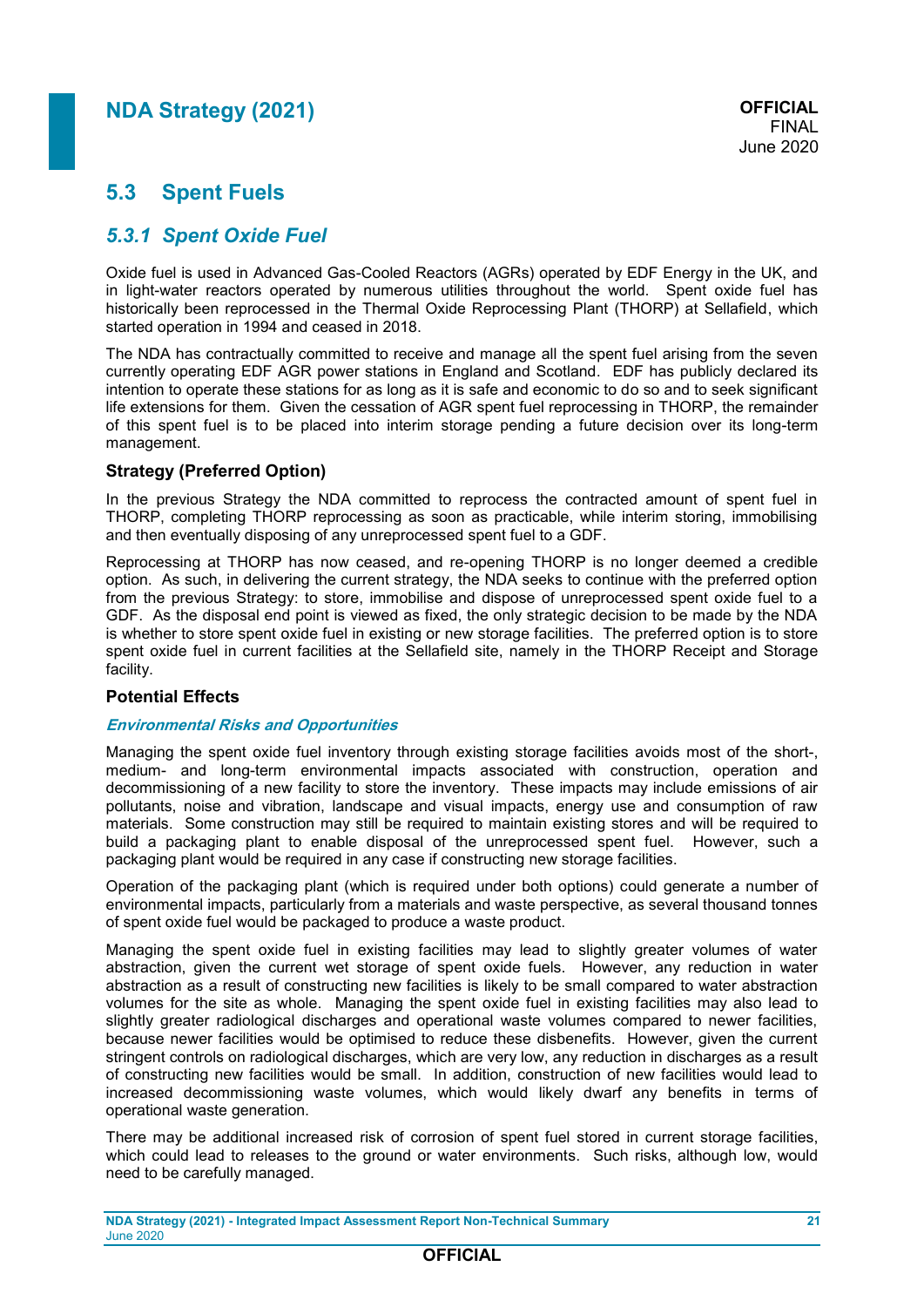## 5.3 Spent Fuels

### *5.3.1 Spent Oxide Fuel*

Oxide fuel is used in Advanced Gas-Cooled Reactors (AGRs) operated by EDF Energy in the UK, and in light-water reactors operated by numerous utilities throughout the world. Spent oxide fuel has historically been reprocessed in the Thermal Oxide Reprocessing Plant (THORP) at Sellafield, which started operation in 1994 and ceased in 2018.

The NDA has contractually committed to receive and manage all the spent fuel arising from the seven currently operating EDF AGR power stations in England and Scotland. EDF has publicly declared its intention to operate these stations for as long as it is safe and economic to do so and to seek significant life extensions for them. Given the cessation of AGR spent fuel reprocessing in THORP, the remainder of this spent fuel is to be placed into interim storage pending a future decision over its long-term management.

**Strategy (Preferred Option)**

In the previous Strategy the NDA committed to reprocess the contracted amount of spent fuel in THORP, completing THORP reprocessing as soon as practicable, while interim storing, immobilising and then eventually disposing of any unreprocessed spent fuel to a GDF.

Reprocessing at THORP has now ceased, and re-opening THORP is no longer deemed a credible option. As such, in delivering the current strategy, the NDA seeks to continue with the preferred option from the previous Strategy: to store, immobilise and dispose of unreprocessed spent oxide fuel to a GDF. As the disposal end point is viewed as fixed, the only strategic decision to be made by the NDA is whether to store spent oxide fuel in existing or new storage facilities. The preferred option is to store spent oxide fuel in current facilities at the Sellafield site, namely in the THORP Receipt and Storage facility.

**Potential Effects**

***Environmental Risks and Opportunities***

Managing the spent oxide fuel inventory through existing storage facilities avoids most of the short-, medium- and long-term environmental impacts associated with construction, operation and decommissioning of a new facility to store the inventory. These impacts may include emissions of air pollutants, noise and vibration, landscape and visual impacts, energy use and consumption of raw materials. Some construction may still be required to maintain existing stores and will be required to build a packaging plant to enable disposal of the unreprocessed spent fuel. However, such a packaging plant would be required in any case if constructing new storage facilities.

Operation of the packaging plant (which is required under both options) could generate a number of environmental impacts, particularly from a materials and waste perspective, as several thousand tonnes of spent oxide fuel would be packaged to produce a waste product.

Managing the spent oxide fuel in existing facilities may lead to slightly greater volumes of water abstraction, given the current wet storage of spent oxide fuels. However, any reduction in water abstraction as a result of constructing new facilities is likely to be small compared to water abstraction volumes for the site as whole. Managing the spent oxide fuel in existing facilities may also lead to slightly greater radiological discharges and operational waste volumes compared to newer facilities, because newer facilities would be optimised to reduce these disbenefits. However, given the current stringent controls on radiological discharges, which are very low, any reduction in discharges as a result of constructing new facilities would be small. In addition, construction of new facilities would lead to increased decommissioning waste volumes, which would likely dwarf any benefits in terms of operational waste generation.

There may be additional increased risk of corrosion of spent fuel stored in current storage facilities, which could lead to releases to the ground or water environments. Such risks, although low, would need to be carefully managed.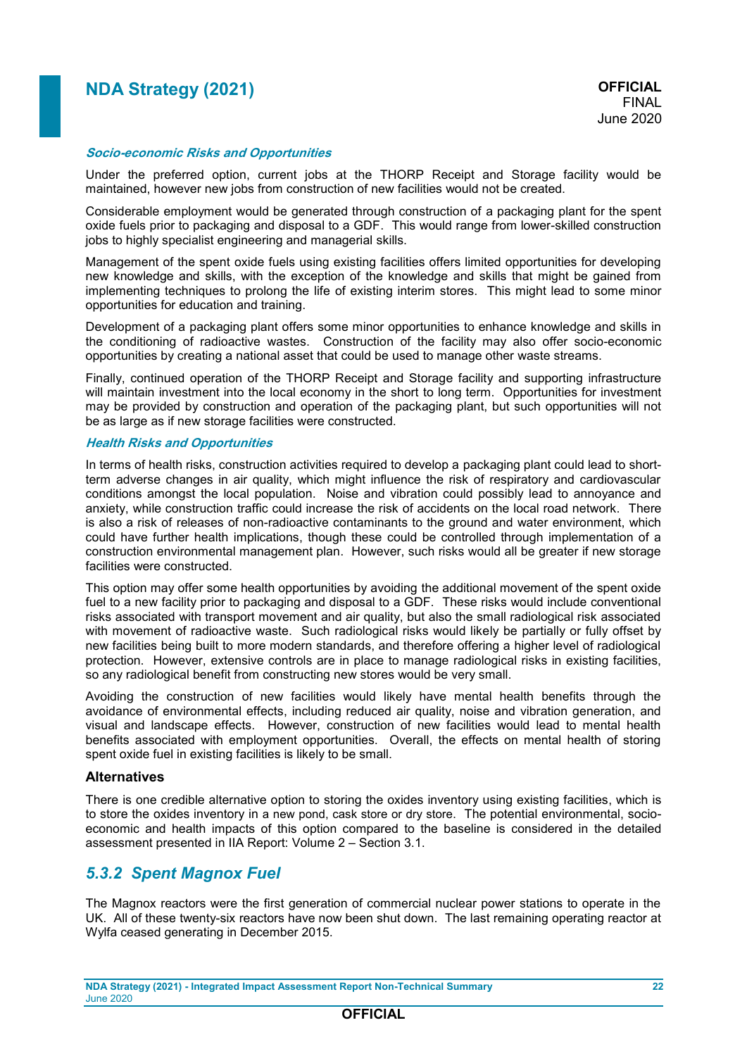***Socio-economic Risks and Opportunities***

Under the preferred option, current jobs at the THORP Receipt and Storage facility would be maintained, however new jobs from construction of new facilities would not be created.

Considerable employment would be generated through construction of a packaging plant for the spent oxide fuels prior to packaging and disposal to a GDF. This would range from lower-skilled construction jobs to highly specialist engineering and managerial skills.

Management of the spent oxide fuels using existing facilities offers limited opportunities for developing new knowledge and skills, with the exception of the knowledge and skills that might be gained from implementing techniques to prolong the life of existing interim stores. This might lead to some minor opportunities for education and training.

Development of a packaging plant offers some minor opportunities to enhance knowledge and skills in the conditioning of radioactive wastes. Construction of the facility may also offer socio-economic opportunities by creating a national asset that could be used to manage other waste streams.

Finally, continued operation of the THORP Receipt and Storage facility and supporting infrastructure will maintain investment into the local economy in the short to long term. Opportunities for investment may be provided by construction and operation of the packaging plant, but such opportunities will not be as large as if new storage facilities were constructed.

***Health Risks and Opportunities***

In terms of health risks, construction activities required to develop a packaging plant could lead to short-term adverse changes in air quality, which might influence the risk of respiratory and cardiovascular conditions amongst the local population. Noise and vibration could possibly lead to annoyance and anxiety, while construction traffic could increase the risk of accidents on the local road network. There is also a risk of releases of non-radioactive contaminants to the ground and water environment, which could have further health implications, though these could be controlled through implementation of a construction environmental management plan. However, such risks would all be greater if new storage facilities were constructed.

This option may offer some health opportunities by avoiding the additional movement of the spent oxide fuel to a new facility prior to packaging and disposal to a GDF. These risks would include conventional risks associated with transport movement and air quality, but also the small radiological risk associated with movement of radioactive waste. Such radiological risks would likely be partially or fully offset by new facilities being built to more modern standards, and therefore offering a higher level of radiological protection. However, extensive controls are in place to manage radiological risks in existing facilities, so any radiological benefit from constructing new stores would be very small.

Avoiding the construction of new facilities would likely have mental health benefits through the avoidance of environmental effects, including reduced air quality, noise and vibration generation, and visual and landscape effects. However, construction of new facilities would lead to mental health benefits associated with employment opportunities. Overall, the effects on mental health of storing spent oxide fuel in existing facilities is likely to be small.

**Alternatives**

There is one credible alternative option to storing the oxides inventory using existing facilities, which is to store the oxides inventory in a new pond, cask store or dry store. The potential environmental, socio-economic and health impacts of this option compared to the baseline is considered in the detailed assessment presented in IIA Report: Volume 2 – Section 3.1.

## *5.3.2 Spent Magnox Fuel*

The Magnox reactors were the first generation of commercial nuclear power stations to operate in the UK. All of these twenty-six reactors have now been shut down. The last remaining operating reactor at Wylfa ceased generating in December 2015.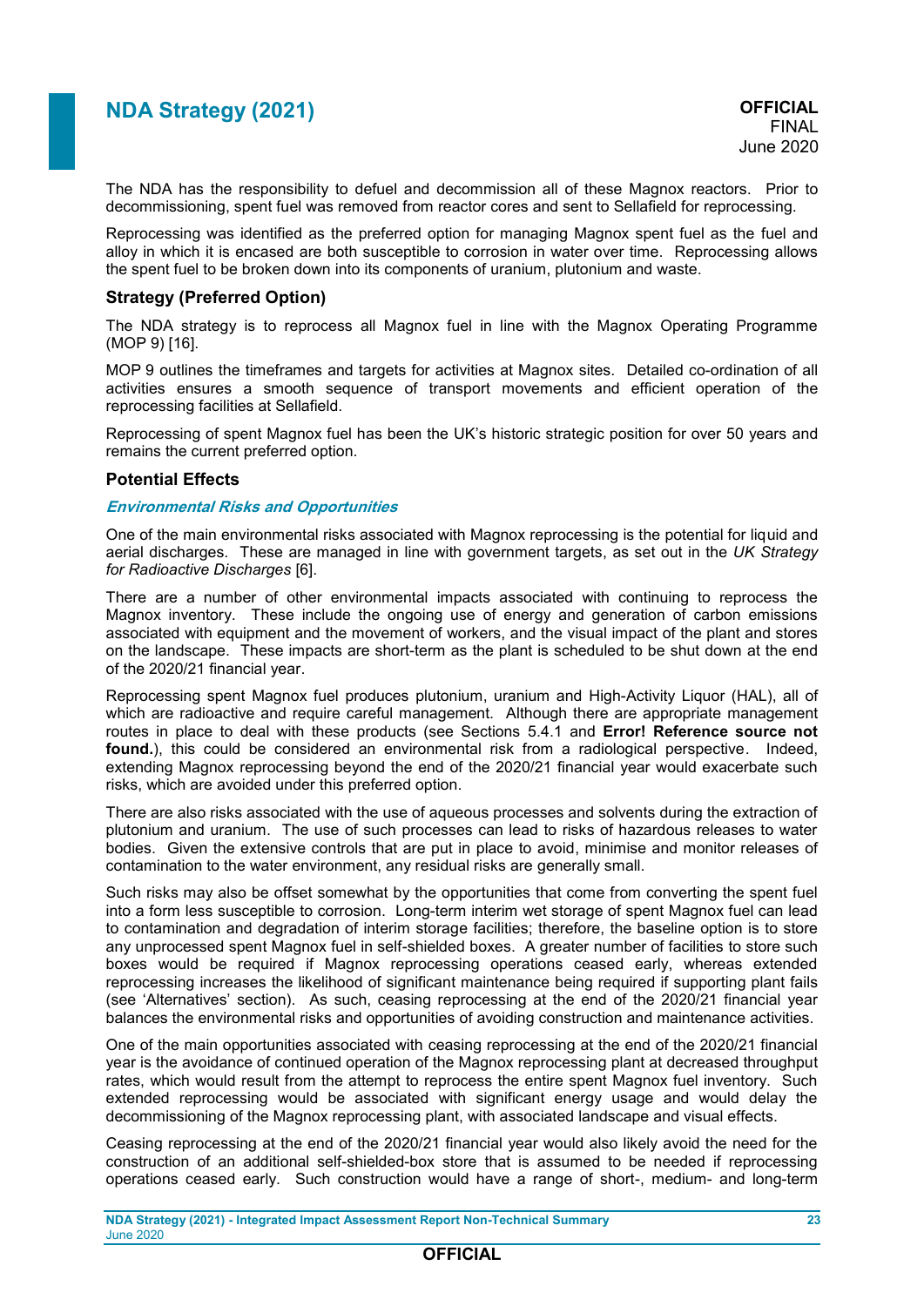The NDA has the responsibility to defuel and decommission all of these Magnox reactors. Prior to decommissioning, spent fuel was removed from reactor cores and sent to Sellafield for reprocessing.

Reprocessing was identified as the preferred option for managing Magnox spent fuel as the fuel and alloy in which it is encased are both susceptible to corrosion in water over time. Reprocessing allows the spent fuel to be broken down into its components of uranium, plutonium and waste.

### Strategy (Preferred Option)

The NDA strategy is to reprocess all Magnox fuel in line with the Magnox Operating Programme (MOP 9) [16].

MOP 9 outlines the timeframes and targets for activities at Magnox sites. Detailed co-ordination of all activities ensures a smooth sequence of transport movements and efficient operation of the reprocessing facilities at Sellafield.

Reprocessing of spent Magnox fuel has been the UK's historic strategic position for over 50 years and remains the current preferred option.

### Potential Effects

#### *Environmental Risks and Opportunities*

One of the main environmental risks associated with Magnox reprocessing is the potential for liquid and aerial discharges. These are managed in line with government targets, as set out in the *UK Strategy for Radioactive Discharges* [6].

There are a number of other environmental impacts associated with continuing to reprocess the Magnox inventory. These include the ongoing use of energy and generation of carbon emissions associated with equipment and the movement of workers, and the visual impact of the plant and stores on the landscape. These impacts are short-term as the plant is scheduled to be shut down at the end of the 2020/21 financial year.

Reprocessing spent Magnox fuel produces plutonium, uranium and High-Activity Liquor (HAL), all of which are radioactive and require careful management. Although there are appropriate management routes in place to deal with these products (see Sections 5.4.1 and **Error! Reference source not found.**), this could be considered an environmental risk from a radiological perspective. Indeed, extending Magnox reprocessing beyond the end of the 2020/21 financial year would exacerbate such risks, which are avoided under this preferred option.

There are also risks associated with the use of aqueous processes and solvents during the extraction of plutonium and uranium. The use of such processes can lead to risks of hazardous releases to water bodies. Given the extensive controls that are put in place to avoid, minimise and monitor releases of contamination to the water environment, any residual risks are generally small.

Such risks may also be offset somewhat by the opportunities that come from converting the spent fuel into a form less susceptible to corrosion. Long-term interim wet storage of spent Magnox fuel can lead to contamination and degradation of interim storage facilities; therefore, the baseline option is to store any unprocessed spent Magnox fuel in self-shielded boxes. A greater number of facilities to store such boxes would be required if Magnox reprocessing operations ceased early, whereas extended reprocessing increases the likelihood of significant maintenance being required if supporting plant fails (see 'Alternatives' section). As such, ceasing reprocessing at the end of the 2020/21 financial year balances the environmental risks and opportunities of avoiding construction and maintenance activities.

One of the main opportunities associated with ceasing reprocessing at the end of the 2020/21 financial year is the avoidance of continued operation of the Magnox reprocessing plant at decreased throughput rates, which would result from the attempt to reprocess the entire spent Magnox fuel inventory. Such extended reprocessing would be associated with significant energy usage and would delay the decommissioning of the Magnox reprocessing plant, with associated landscape and visual effects.

Ceasing reprocessing at the end of the 2020/21 financial year would also likely avoid the need for the construction of an additional self-shielded-box store that is assumed to be needed if reprocessing operations ceased early. Such construction would have a range of short-, medium- and long-term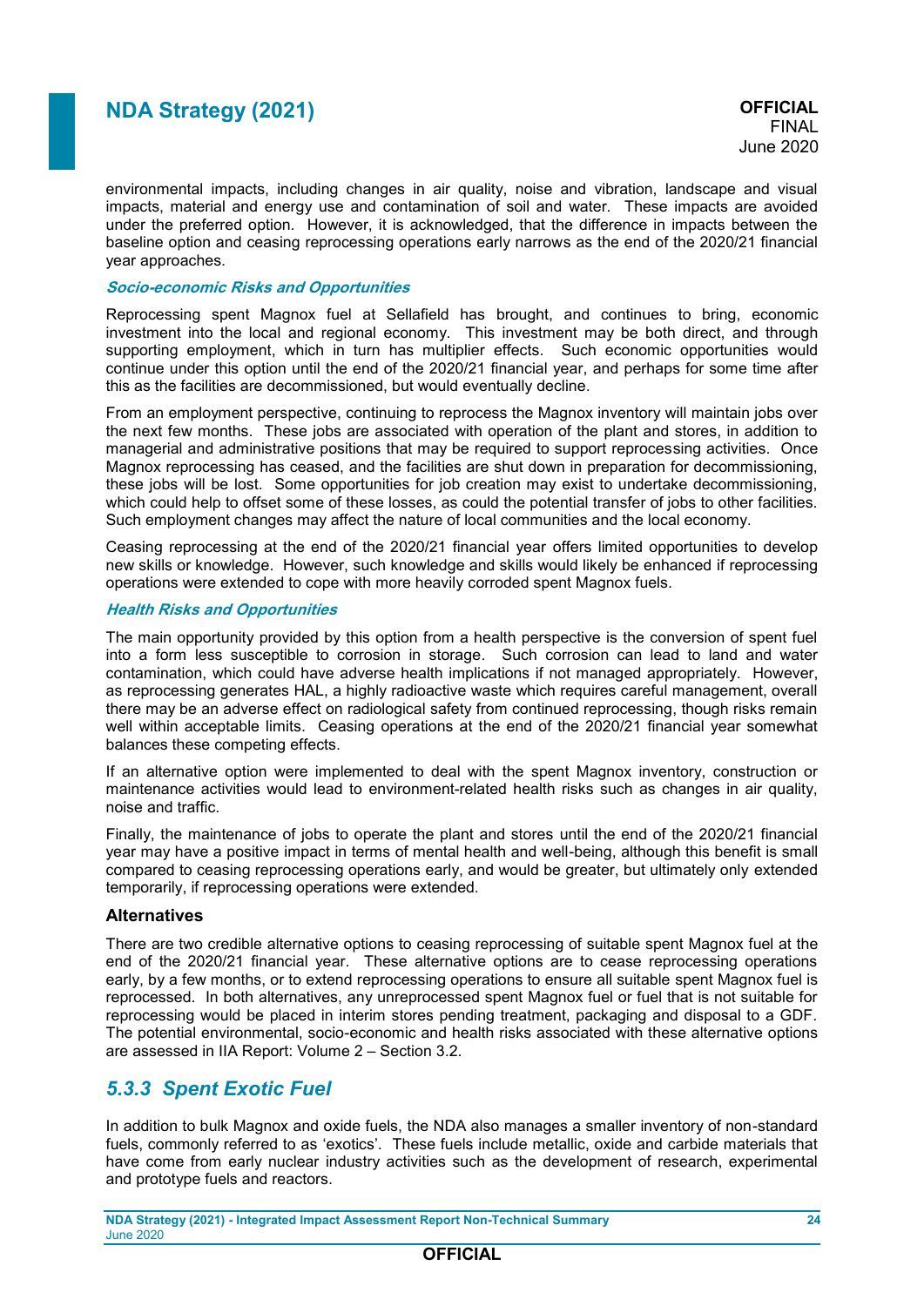environmental impacts, including changes in air quality, noise and vibration, landscape and visual impacts, material and energy use and contamination of soil and water. These impacts are avoided under the preferred option. However, it is acknowledged, that the difference in impacts between the baseline option and ceasing reprocessing operations early narrows as the end of the 2020/21 financial year approaches.

***Socio-economic Risks and Opportunities***

Reprocessing spent Magnox fuel at Sellafield has brought, and continues to bring, economic investment into the local and regional economy. This investment may be both direct, and through supporting employment, which in turn has multiplier effects. Such economic opportunities would continue under this option until the end of the 2020/21 financial year, and perhaps for some time after this as the facilities are decommissioned, but would eventually decline.

From an employment perspective, continuing to reprocess the Magnox inventory will maintain jobs over the next few months. These jobs are associated with operation of the plant and stores, in addition to managerial and administrative positions that may be required to support reprocessing activities. Once Magnox reprocessing has ceased, and the facilities are shut down in preparation for decommissioning, these jobs will be lost. Some opportunities for job creation may exist to undertake decommissioning, which could help to offset some of these losses, as could the potential transfer of jobs to other facilities. Such employment changes may affect the nature of local communities and the local economy.

Ceasing reprocessing at the end of the 2020/21 financial year offers limited opportunities to develop new skills or knowledge. However, such knowledge and skills would likely be enhanced if reprocessing operations were extended to cope with more heavily corroded spent Magnox fuels.

***Health Risks and Opportunities***

The main opportunity provided by this option from a health perspective is the conversion of spent fuel into a form less susceptible to corrosion in storage. Such corrosion can lead to land and water contamination, which could have adverse health implications if not managed appropriately. However, as reprocessing generates HAL, a highly radioactive waste which requires careful management, overall there may be an adverse effect on radiological safety from continued reprocessing, though risks remain well within acceptable limits. Ceasing operations at the end of the 2020/21 financial year somewhat balances these competing effects.

If an alternative option were implemented to deal with the spent Magnox inventory, construction or maintenance activities would lead to environment-related health risks such as changes in air quality, noise and traffic.

Finally, the maintenance of jobs to operate the plant and stores until the end of the 2020/21 financial year may have a positive impact in terms of mental health and well-being, although this benefit is small compared to ceasing reprocessing operations early, and would be greater, but ultimately only extended temporarily, if reprocessing operations were extended.

#### Alternatives

There are two credible alternative options to ceasing reprocessing of suitable spent Magnox fuel at the end of the 2020/21 financial year. These alternative options are to cease reprocessing operations early, by a few months, or to extend reprocessing operations to ensure all suitable spent Magnox fuel is reprocessed. In both alternatives, any unreprocessed spent Magnox fuel or fuel that is not suitable for reprocessing would be placed in interim stores pending treatment, packaging and disposal to a GDF. The potential environmental, socio-economic and health risks associated with these alternative options are assessed in IIA Report: Volume 2 – Section 3.2.

### *5.3.3 Spent Exotic Fuel*

In addition to bulk Magnox and oxide fuels, the NDA also manages a smaller inventory of non-standard fuels, commonly referred to as 'exotics'. These fuels include metallic, oxide and carbide materials that have come from early nuclear industry activities such as the development of research, experimental and prototype fuels and reactors.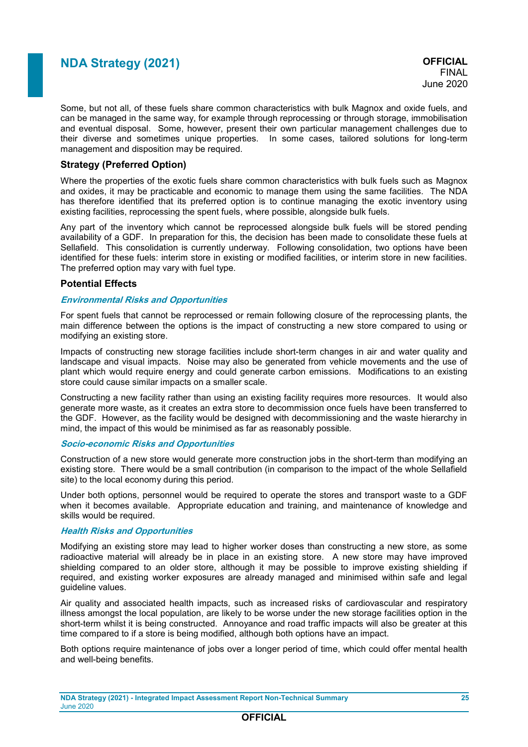Some, but not all, of these fuels share common characteristics with bulk Magnox and oxide fuels, and can be managed in the same way, for example through reprocessing or through storage, immobilisation and eventual disposal. Some, however, present their own particular management challenges due to their diverse and sometimes unique properties. In some cases, tailored solutions for long-term management and disposition may be required.

### Strategy (Preferred Option)

Where the properties of the exotic fuels share common characteristics with bulk fuels such as Magnox and oxides, it may be practicable and economic to manage them using the same facilities. The NDA has therefore identified that its preferred option is to continue managing the exotic inventory using existing facilities, reprocessing the spent fuels, where possible, alongside bulk fuels.

Any part of the inventory which cannot be reprocessed alongside bulk fuels will be stored pending availability of a GDF. In preparation for this, the decision has been made to consolidate these fuels at Sellafield. This consolidation is currently underway. Following consolidation, two options have been identified for these fuels: interim store in existing or modified facilities, or interim store in new facilities. The preferred option may vary with fuel type.

### Potential Effects

#### *Environmental Risks and Opportunities*

For spent fuels that cannot be reprocessed or remain following closure of the reprocessing plants, the main difference between the options is the impact of constructing a new store compared to using or modifying an existing store.

Impacts of constructing new storage facilities include short-term changes in air and water quality and landscape and visual impacts. Noise may also be generated from vehicle movements and the use of plant which would require energy and could generate carbon emissions. Modifications to an existing store could cause similar impacts on a smaller scale.

Constructing a new facility rather than using an existing facility requires more resources. It would also generate more waste, as it creates an extra store to decommission once fuels have been transferred to the GDF. However, as the facility would be designed with decommissioning and the waste hierarchy in mind, the impact of this would be minimised as far as reasonably possible.

#### *Socio-economic Risks and Opportunities*

Construction of a new store would generate more construction jobs in the short-term than modifying an existing store. There would be a small contribution (in comparison to the impact of the whole Sellafield site) to the local economy during this period.

Under both options, personnel would be required to operate the stores and transport waste to a GDF when it becomes available. Appropriate education and training, and maintenance of knowledge and skills would be required.

#### *Health Risks and Opportunities*

Modifying an existing store may lead to higher worker doses than constructing a new store, as some radioactive material will already be in place in an existing store. A new store may have improved shielding compared to an older store, although it may be possible to improve existing shielding if required, and existing worker exposures are already managed and minimised within safe and legal guideline values.

Air quality and associated health impacts, such as increased risks of cardiovascular and respiratory illness amongst the local population, are likely to be worse under the new storage facilities option in the short-term whilst it is being constructed. Annoyance and road traffic impacts will also be greater at this time compared to if a store is being modified, although both options have an impact.

Both options require maintenance of jobs over a longer period of time, which could offer mental health and well-being benefits.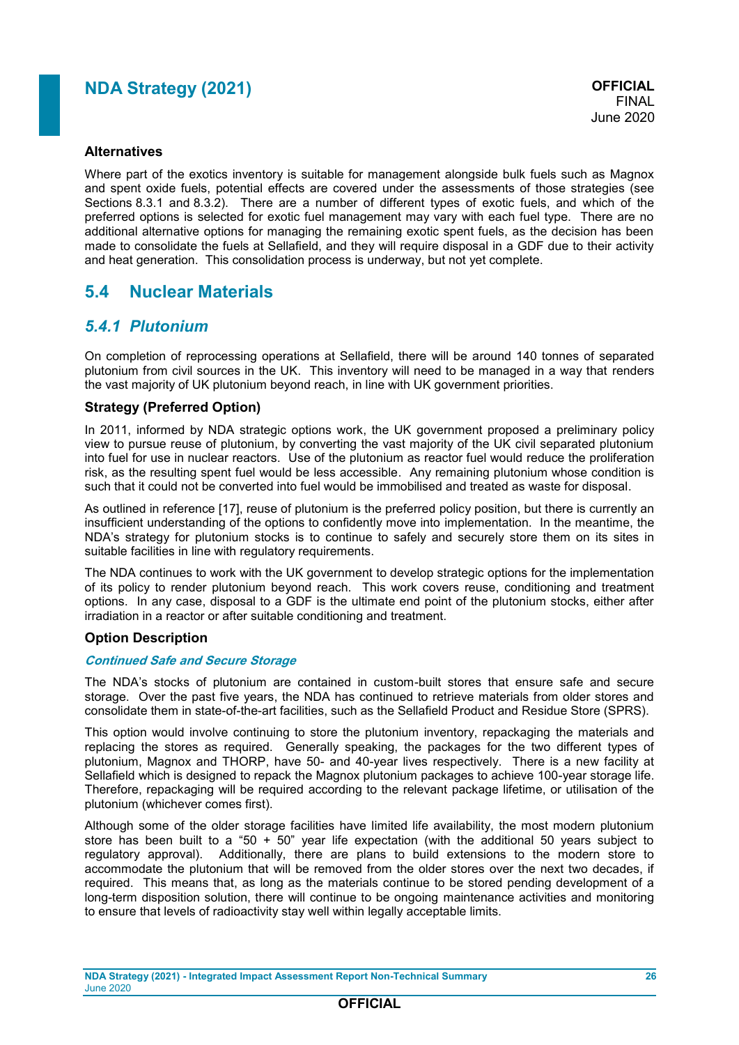### Alternatives

Where part of the exotics inventory is suitable for management alongside bulk fuels such as Magnox and spent oxide fuels, potential effects are covered under the assessments of those strategies (see Sections 8.3.1 and 8.3.2). There are a number of different types of exotic fuels, and which of the preferred options is selected for exotic fuel management may vary with each fuel type. There are no additional alternative options for managing the remaining exotic spent fuels, as the decision has been made to consolidate the fuels at Sellafield, and they will require disposal in a GDF due to their activity and heat generation. This consolidation process is underway, but not yet complete.

## 5.4 Nuclear Materials

### *5.4.1 Plutonium*

On completion of reprocessing operations at Sellafield, there will be around 140 tonnes of separated plutonium from civil sources in the UK. This inventory will need to be managed in a way that renders the vast majority of UK plutonium beyond reach, in line with UK government priorities.

#### Strategy (Preferred Option)

In 2011, informed by NDA strategic options work, the UK government proposed a preliminary policy view to pursue reuse of plutonium, by converting the vast majority of the UK civil separated plutonium into fuel for use in nuclear reactors. Use of the plutonium as reactor fuel would reduce the proliferation risk, as the resulting spent fuel would be less accessible. Any remaining plutonium whose condition is such that it could not be converted into fuel would be immobilised and treated as waste for disposal.

As outlined in reference [17], reuse of plutonium is the preferred policy position, but there is currently an insufficient understanding of the options to confidently move into implementation. In the meantime, the NDA's strategy for plutonium stocks is to continue to safely and securely store them on its sites in suitable facilities in line with regulatory requirements.

The NDA continues to work with the UK government to develop strategic options for the implementation of its policy to render plutonium beyond reach. This work covers reuse, conditioning and treatment options. In any case, disposal to a GDF is the ultimate end point of the plutonium stocks, either after irradiation in a reactor or after suitable conditioning and treatment.

#### Option Description

***Continued Safe and Secure Storage***

The NDA's stocks of plutonium are contained in custom-built stores that ensure safe and secure storage. Over the past five years, the NDA has continued to retrieve materials from older stores and consolidate them in state-of-the-art facilities, such as the Sellafield Product and Residue Store (SPRS).

This option would involve continuing to store the plutonium inventory, repackaging the materials and replacing the stores as required. Generally speaking, the packages for the two different types of plutonium, Magnox and THORP, have 50- and 40-year lives respectively. There is a new facility at Sellafield which is designed to repack the Magnox plutonium packages to achieve 100-year storage life. Therefore, repackaging will be required according to the relevant package lifetime, or utilisation of the plutonium (whichever comes first).

Although some of the older storage facilities have limited life availability, the most modern plutonium store has been built to a "50 + 50" year life expectation (with the additional 50 years subject to regulatory approval). Additionally, there are plans to build extensions to the modern store to accommodate the plutonium that will be removed from the older stores over the next two decades, if required. This means that, as long as the materials continue to be stored pending development of a long-term disposition solution, there will continue to be ongoing maintenance activities and monitoring to ensure that levels of radioactivity stay well within legally acceptable limits.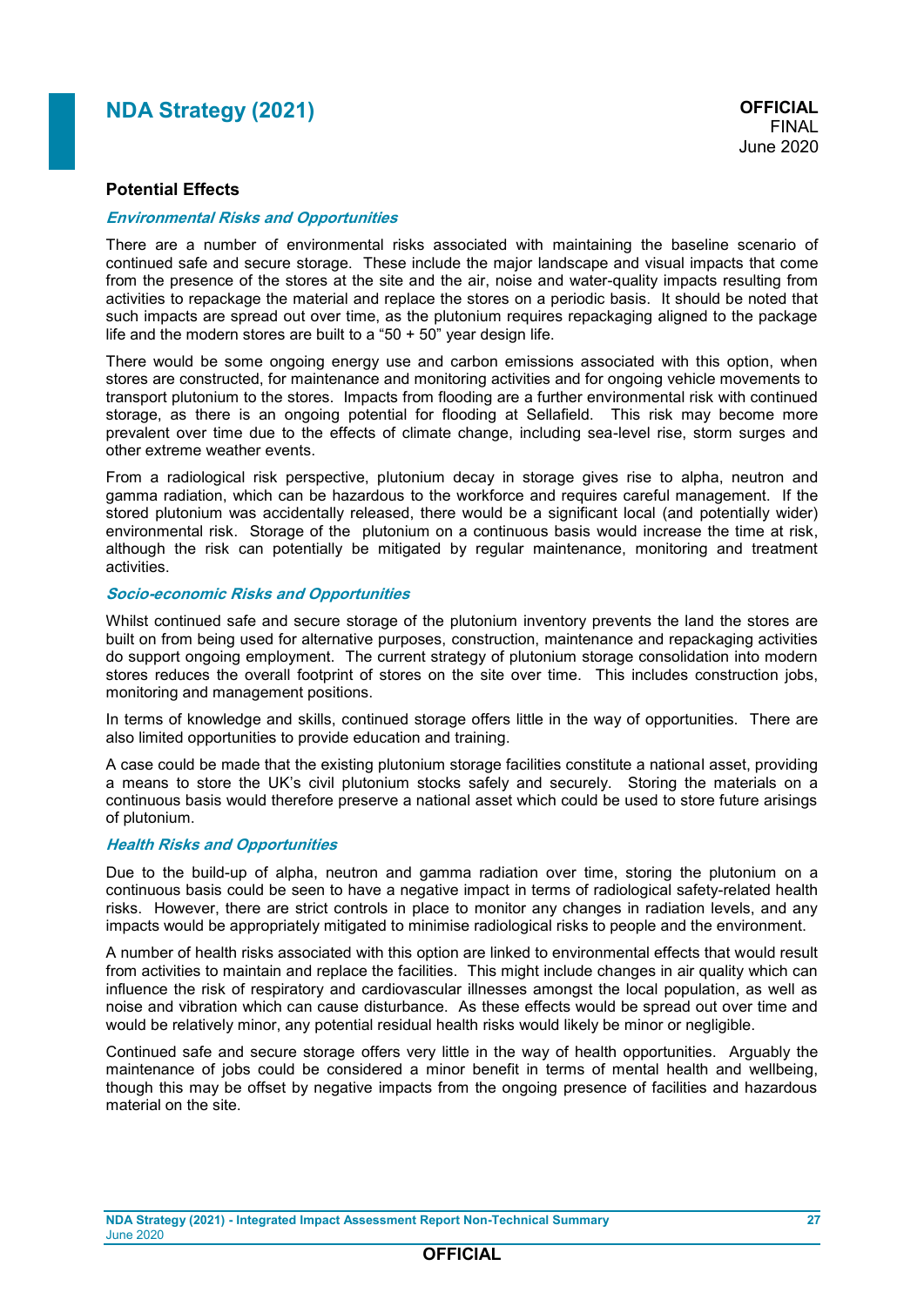## Potential Effects

### *Environmental Risks and Opportunities*

There are a number of environmental risks associated with maintaining the baseline scenario of continued safe and secure storage. These include the major landscape and visual impacts that come from the presence of the stores at the site and the air, noise and water-quality impacts resulting from activities to repackage the material and replace the stores on a periodic basis. It should be noted that such impacts are spread out over time, as the plutonium requires repackaging aligned to the package life and the modern stores are built to a "50 + 50" year design life.

There would be some ongoing energy use and carbon emissions associated with this option, when stores are constructed, for maintenance and monitoring activities and for ongoing vehicle movements to transport plutonium to the stores. Impacts from flooding are a further environmental risk with continued storage, as there is an ongoing potential for flooding at Sellafield. This risk may become more prevalent over time due to the effects of climate change, including sea-level rise, storm surges and other extreme weather events.

From a radiological risk perspective, plutonium decay in storage gives rise to alpha, neutron and gamma radiation, which can be hazardous to the workforce and requires careful management. If the stored plutonium was accidentally released, there would be a significant local (and potentially wider) environmental risk. Storage of the plutonium on a continuous basis would increase the time at risk, although the risk can potentially be mitigated by regular maintenance, monitoring and treatment activities.

### *Socio-economic Risks and Opportunities*

Whilst continued safe and secure storage of the plutonium inventory prevents the land the stores are built on from being used for alternative purposes, construction, maintenance and repackaging activities do support ongoing employment. The current strategy of plutonium storage consolidation into modern stores reduces the overall footprint of stores on the site over time. This includes construction jobs, monitoring and management positions.

In terms of knowledge and skills, continued storage offers little in the way of opportunities. There are also limited opportunities to provide education and training.

A case could be made that the existing plutonium storage facilities constitute a national asset, providing a means to store the UK's civil plutonium stocks safely and securely. Storing the materials on a continuous basis would therefore preserve a national asset which could be used to store future arisings of plutonium.

### *Health Risks and Opportunities*

Due to the build-up of alpha, neutron and gamma radiation over time, storing the plutonium on a continuous basis could be seen to have a negative impact in terms of radiological safety-related health risks. However, there are strict controls in place to monitor any changes in radiation levels, and any impacts would be appropriately mitigated to minimise radiological risks to people and the environment.

A number of health risks associated with this option are linked to environmental effects that would result from activities to maintain and replace the facilities. This might include changes in air quality which can influence the risk of respiratory and cardiovascular illnesses amongst the local population, as well as noise and vibration which can cause disturbance. As these effects would be spread out over time and would be relatively minor, any potential residual health risks would likely be minor or negligible.

Continued safe and secure storage offers very little in the way of health opportunities. Arguably the maintenance of jobs could be considered a minor benefit in terms of mental health and wellbeing, though this may be offset by negative impacts from the ongoing presence of facilities and hazardous material on the site.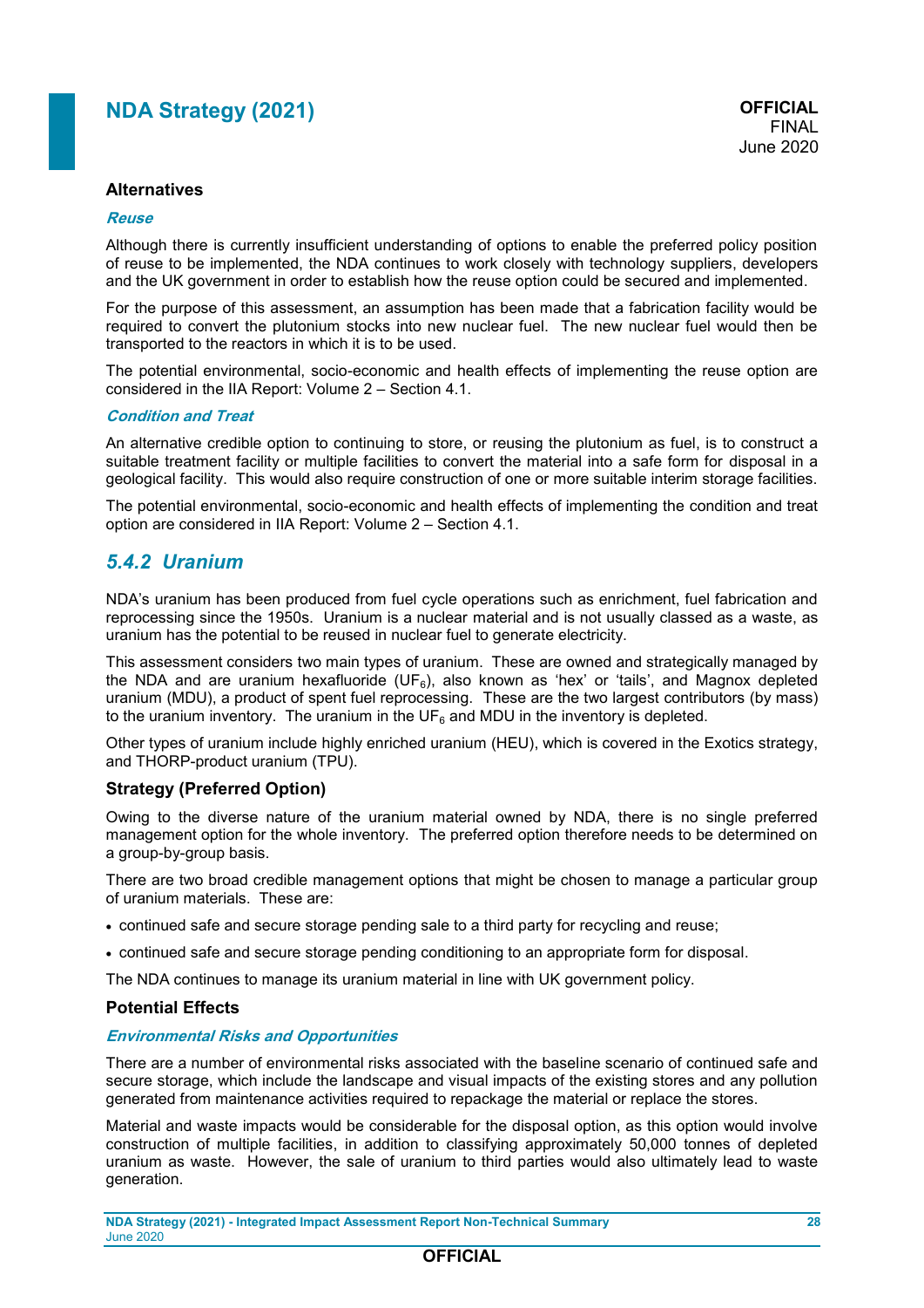### Alternatives

***Reuse***

Although there is currently insufficient understanding of options to enable the preferred policy position of reuse to be implemented, the NDA continues to work closely with technology suppliers, developers and the UK government in order to establish how the reuse option could be secured and implemented.

For the purpose of this assessment, an assumption has been made that a fabrication facility would be required to convert the plutonium stocks into new nuclear fuel. The new nuclear fuel would then be transported to the reactors in which it is to be used.

The potential environmental, socio-economic and health effects of implementing the reuse option are considered in the IIA Report: Volume 2 – Section 4.1.

***Condition and Treat***

An alternative credible option to continuing to store, or reusing the plutonium as fuel, is to construct a suitable treatment facility or multiple facilities to convert the material into a safe form for disposal in a geological facility. This would also require construction of one or more suitable interim storage facilities.

The potential environmental, socio-economic and health effects of implementing the condition and treat option are considered in IIA Report: Volume 2 – Section 4.1.

## *5.4.2 Uranium*

NDA's uranium has been produced from fuel cycle operations such as enrichment, fuel fabrication and reprocessing since the 1950s. Uranium is a nuclear material and is not usually classed as a waste, as uranium has the potential to be reused in nuclear fuel to generate electricity.

This assessment considers two main types of uranium. These are owned and strategically managed by the NDA and are uranium hexafluoride ($UF_6$), also known as 'hex' or 'tails', and Magnox depleted uranium (MDU), a product of spent fuel reprocessing. These are the two largest contributors (by mass) to the uranium inventory. The uranium in the $UF_6$ and MDU in the inventory is depleted.

Other types of uranium include highly enriched uranium (HEU), which is covered in the Exotics strategy, and THORP-product uranium (TPU).

### Strategy (Preferred Option)

Owing to the diverse nature of the uranium material owned by NDA, there is no single preferred management option for the whole inventory. The preferred option therefore needs to be determined on a group-by-group basis.

There are two broad credible management options that might be chosen to manage a particular group of uranium materials. These are:

- continued safe and secure storage pending sale to a third party for recycling and reuse;
- continued safe and secure storage pending conditioning to an appropriate form for disposal.

The NDA continues to manage its uranium material in line with UK government policy.

### Potential Effects

***Environmental Risks and Opportunities***

There are a number of environmental risks associated with the baseline scenario of continued safe and secure storage, which include the landscape and visual impacts of the existing stores and any pollution generated from maintenance activities required to repackage the material or replace the stores.

Material and waste impacts would be considerable for the disposal option, as this option would involve construction of multiple facilities, in addition to classifying approximately 50,000 tonnes of depleted uranium as waste. However, the sale of uranium to third parties would also ultimately lead to waste generation.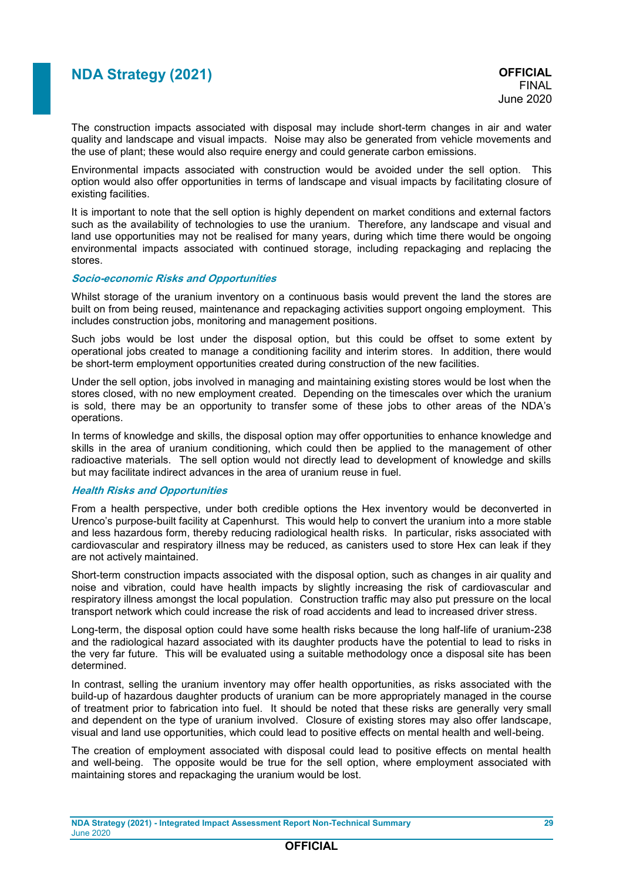The construction impacts associated with disposal may include short-term changes in air and water quality and landscape and visual impacts. Noise may also be generated from vehicle movements and the use of plant; these would also require energy and could generate carbon emissions.

Environmental impacts associated with construction would be avoided under the sell option. This option would also offer opportunities in terms of landscape and visual impacts by facilitating closure of existing facilities.

It is important to note that the sell option is highly dependent on market conditions and external factors such as the availability of technologies to use the uranium. Therefore, any landscape and visual and land use opportunities may not be realised for many years, during which time there would be ongoing environmental impacts associated with continued storage, including repackaging and replacing the stores.

#### *Socio-economic Risks and Opportunities*

Whilst storage of the uranium inventory on a continuous basis would prevent the land the stores are built on from being reused, maintenance and repackaging activities support ongoing employment. This includes construction jobs, monitoring and management positions.

Such jobs would be lost under the disposal option, but this could be offset to some extent by operational jobs created to manage a conditioning facility and interim stores. In addition, there would be short-term employment opportunities created during construction of the new facilities.

Under the sell option, jobs involved in managing and maintaining existing stores would be lost when the stores closed, with no new employment created. Depending on the timescales over which the uranium is sold, there may be an opportunity to transfer some of these jobs to other areas of the NDA's operations.

In terms of knowledge and skills, the disposal option may offer opportunities to enhance knowledge and skills in the area of uranium conditioning, which could then be applied to the management of other radioactive materials. The sell option would not directly lead to development of knowledge and skills but may facilitate indirect advances in the area of uranium reuse in fuel.

#### *Health Risks and Opportunities*

From a health perspective, under both credible options the Hex inventory would be deconverted in Urenco's purpose-built facility at Capenhurst. This would help to convert the uranium into a more stable and less hazardous form, thereby reducing radiological health risks. In particular, risks associated with cardiovascular and respiratory illness may be reduced, as canisters used to store Hex can leak if they are not actively maintained.

Short-term construction impacts associated with the disposal option, such as changes in air quality and noise and vibration, could have health impacts by slightly increasing the risk of cardiovascular and respiratory illness amongst the local population. Construction traffic may also put pressure on the local transport network which could increase the risk of road accidents and lead to increased driver stress.

Long-term, the disposal option could have some health risks because the long half-life of uranium-238 and the radiological hazard associated with its daughter products have the potential to lead to risks in the very far future. This will be evaluated using a suitable methodology once a disposal site has been determined.

In contrast, selling the uranium inventory may offer health opportunities, as risks associated with the build-up of hazardous daughter products of uranium can be more appropriately managed in the course of treatment prior to fabrication into fuel. It should be noted that these risks are generally very small and dependent on the type of uranium involved. Closure of existing stores may also offer landscape, visual and land use opportunities, which could lead to positive effects on mental health and well-being.

The creation of employment associated with disposal could lead to positive effects on mental health and well-being. The opposite would be true for the sell option, where employment associated with maintaining stores and repackaging the uranium would be lost.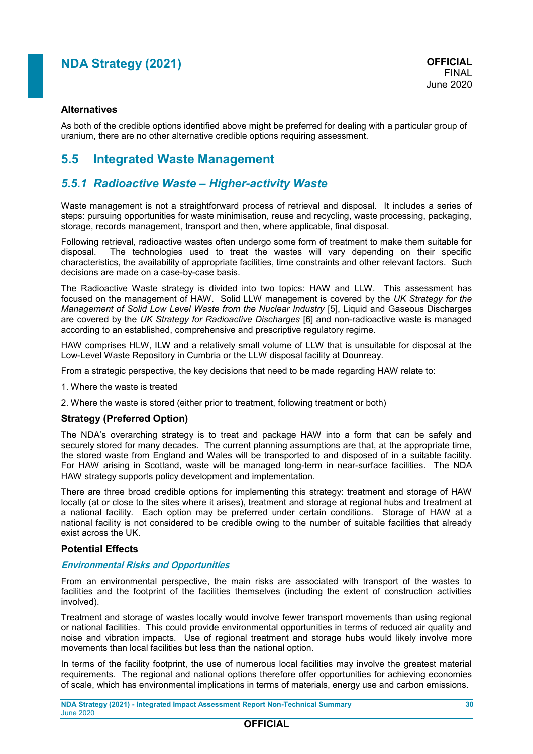### Alternatives

As both of the credible options identified above might be preferred for dealing with a particular group of uranium, there are no other alternative credible options requiring assessment.

## 5.5 Integrated Waste Management

### *5.5.1 Radioactive Waste – Higher-activity Waste*

Waste management is not a straightforward process of retrieval and disposal. It includes a series of steps: pursuing opportunities for waste minimisation, reuse and recycling, waste processing, packaging, storage, records management, transport and then, where applicable, final disposal.

Following retrieval, radioactive wastes often undergo some form of treatment to make them suitable for disposal. The technologies used to treat the wastes will vary depending on their specific characteristics, the availability of appropriate facilities, time constraints and other relevant factors. Such decisions are made on a case-by-case basis.

The Radioactive Waste strategy is divided into two topics: HAW and LLW. This assessment has focused on the management of HAW. Solid LLW management is covered by the *UK Strategy for the Management of Solid Low Level Waste from the Nuclear Industry* [5], Liquid and Gaseous Discharges are covered by the *UK Strategy for Radioactive Discharges* [6] and non-radioactive waste is managed according to an established, comprehensive and prescriptive regulatory regime.

HAW comprises HLW, ILW and a relatively small volume of LLW that is unsuitable for disposal at the Low-Level Waste Repository in Cumbria or the LLW disposal facility at Dounreay.

From a strategic perspective, the key decisions that need to be made regarding HAW relate to:

1. Where the waste is treated
2. Where the waste is stored (either prior to treatment, following treatment or both)

### Strategy (Preferred Option)

The NDA's overarching strategy is to treat and package HAW into a form that can be safely and securely stored for many decades. The current planning assumptions are that, at the appropriate time, the stored waste from England and Wales will be transported to and disposed of in a suitable facility. For HAW arising in Scotland, waste will be managed long-term in near-surface facilities. The NDA HAW strategy supports policy development and implementation.

There are three broad credible options for implementing this strategy: treatment and storage of HAW locally (at or close to the sites where it arises), treatment and storage at regional hubs and treatment at a national facility. Each option may be preferred under certain conditions. Storage of HAW at a national facility is not considered to be credible owing to the number of suitable facilities that already exist across the UK.

### Potential Effects

#### *Environmental Risks and Opportunities*

From an environmental perspective, the main risks are associated with transport of the wastes to facilities and the footprint of the facilities themselves (including the extent of construction activities involved).

Treatment and storage of wastes locally would involve fewer transport movements than using regional or national facilities. This could provide environmental opportunities in terms of reduced air quality and noise and vibration impacts. Use of regional treatment and storage hubs would likely involve more movements than local facilities but less than the national option.

In terms of the facility footprint, the use of numerous local facilities may involve the greatest material requirements. The regional and national options therefore offer opportunities for achieving economies of scale, which has environmental implications in terms of materials, energy use and carbon emissions.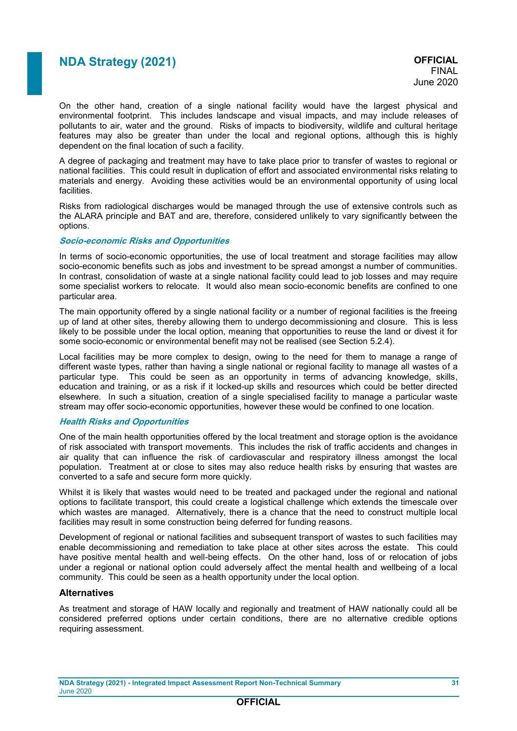On the other hand, creation of a single national facility would have the largest physical and environmental footprint. This includes landscape and visual impacts, and may include releases of pollutants to air, water and the ground. Risks of impacts to biodiversity, wildlife and cultural heritage features may also be greater than under the local and regional options, although this is highly dependent on the final location of such a facility.

A degree of packaging and treatment may have to take place prior to transfer of wastes to regional or national facilities. This could result in duplication of effort and associated environmental risks relating to materials and energy. Avoiding these activities would be an environmental opportunity of using local facilities.

Risks from radiological discharges would be managed through the use of extensive controls such as the ALARA principle and BAT and are, therefore, considered unlikely to vary significantly between the options.

***Socio-economic Risks and Opportunities***

In terms of socio-economic opportunities, the use of local treatment and storage facilities may allow socio-economic benefits such as jobs and investment to be spread amongst a number of communities. In contrast, consolidation of waste at a single national facility could lead to job losses and may require some specialist workers to relocate. It would also mean socio-economic benefits are confined to one particular area.

The main opportunity offered by a single national facility or a number of regional facilities is the freeing up of land at other sites, thereby allowing them to undergo decommissioning and closure. This is less likely to be possible under the local option, meaning that opportunities to reuse the land or divest it for some socio-economic or environmental benefit may not be realised (see Section 5.2.4).

Local facilities may be more complex to design, owing to the need for them to manage a range of different waste types, rather than having a single national or regional facility to manage all wastes of a particular type. This could be seen as an opportunity in terms of advancing knowledge, skills, education and training, or as a risk if it locked-up skills and resources which could be better directed elsewhere. In such a situation, creation of a single specialised facility to manage a particular waste stream may offer socio-economic opportunities, however these would be confined to one location.

***Health Risks and Opportunities***

One of the main health opportunities offered by the local treatment and storage option is the avoidance of risk associated with transport movements. This includes the risk of traffic accidents and changes in air quality that can influence the risk of cardiovascular and respiratory illness amongst the local population. Treatment at or close to sites may also reduce health risks by ensuring that wastes are converted to a safe and secure form more quickly.

Whilst it is likely that wastes would need to be treated and packaged under the regional and national options to facilitate transport, this could create a logistical challenge which extends the timescale over which wastes are managed. Alternatively, there is a chance that the need to construct multiple local facilities may result in some construction being deferred for funding reasons.

Development of regional or national facilities and subsequent transport of wastes to such facilities may enable decommissioning and remediation to take place at other sites across the estate. This could have positive mental health and well-being effects. On the other hand, loss of or relocation of jobs under a regional or national option could adversely affect the mental health and wellbeing of a local community. This could be seen as a health opportunity under the local option.

### Alternatives

As treatment and storage of HAW locally and regionally and treatment of HAW nationally could all be considered preferred options under certain conditions, there are no alternative credible options requiring assessment.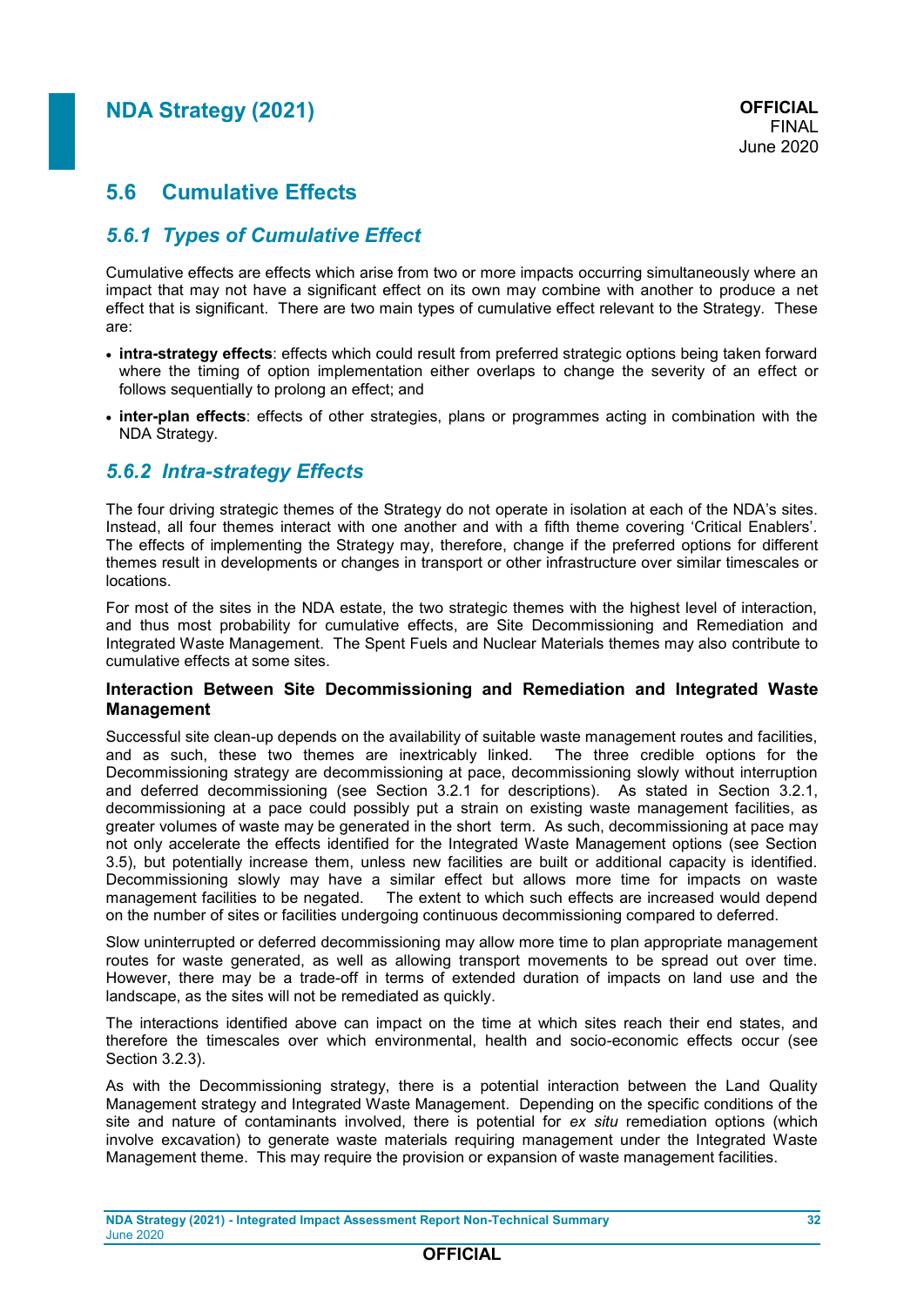## 5.6 Cumulative Effects

### *5.6.1 Types of Cumulative Effect*

Cumulative effects are effects which arise from two or more impacts occurring simultaneously where an impact that may not have a significant effect on its own may combine with another to produce a net effect that is significant. There are two main types of cumulative effect relevant to the Strategy. These are:

- **intra-strategy effects**: effects which could result from preferred strategic options being taken forward where the timing of option implementation either overlaps to change the severity of an effect or follows sequentially to prolong an effect; and
- **inter-plan effects**: effects of other strategies, plans or programmes acting in combination with the NDA Strategy.

### *5.6.2 Intra-strategy Effects*

The four driving strategic themes of the Strategy do not operate in isolation at each of the NDA's sites. Instead, all four themes interact with one another and with a fifth theme covering 'Critical Enablers'. The effects of implementing the Strategy may, therefore, change if the preferred options for different themes result in developments or changes in transport or other infrastructure over similar timescales or locations.

For most of the sites in the NDA estate, the two strategic themes with the highest level of interaction, and thus most probability for cumulative effects, are Site Decommissioning and Remediation and Integrated Waste Management. The Spent Fuels and Nuclear Materials themes may also contribute to cumulative effects at some sites.

**Interaction Between Site Decommissioning and Remediation and Integrated Waste Management**

Successful site clean-up depends on the availability of suitable waste management routes and facilities, and as such, these two themes are inextricably linked. The three credible options for the Decommissioning strategy are decommissioning at pace, decommissioning slowly without interruption and deferred decommissioning (see Section 3.2.1 for descriptions). As stated in Section 3.2.1, decommissioning at a pace could possibly put a strain on existing waste management facilities, as greater volumes of waste may be generated in the short term. As such, decommissioning at pace may not only accelerate the effects identified for the Integrated Waste Management options (see Section 3.5), but potentially increase them, unless new facilities are built or additional capacity is identified. Decommissioning slowly may have a similar effect but allows more time for impacts on waste management facilities to be negated. The extent to which such effects are increased would depend on the number of sites or facilities undergoing continuous decommissioning compared to deferred.

Slow uninterrupted or deferred decommissioning may allow more time to plan appropriate management routes for waste generated, as well as allowing transport movements to be spread out over time. However, there may be a trade-off in terms of extended duration of impacts on land use and the landscape, as the sites will not be remediated as quickly.

The interactions identified above can impact on the time at which sites reach their end states, and therefore the timescales over which environmental, health and socio-economic effects occur (see Section 3.2.3).

As with the Decommissioning strategy, there is a potential interaction between the Land Quality Management strategy and Integrated Waste Management. Depending on the specific conditions of the site and nature of contaminants involved, there is potential for *ex situ* remediation options (which involve excavation) to generate waste materials requiring management under the Integrated Waste Management theme. This may require the provision or expansion of waste management facilities.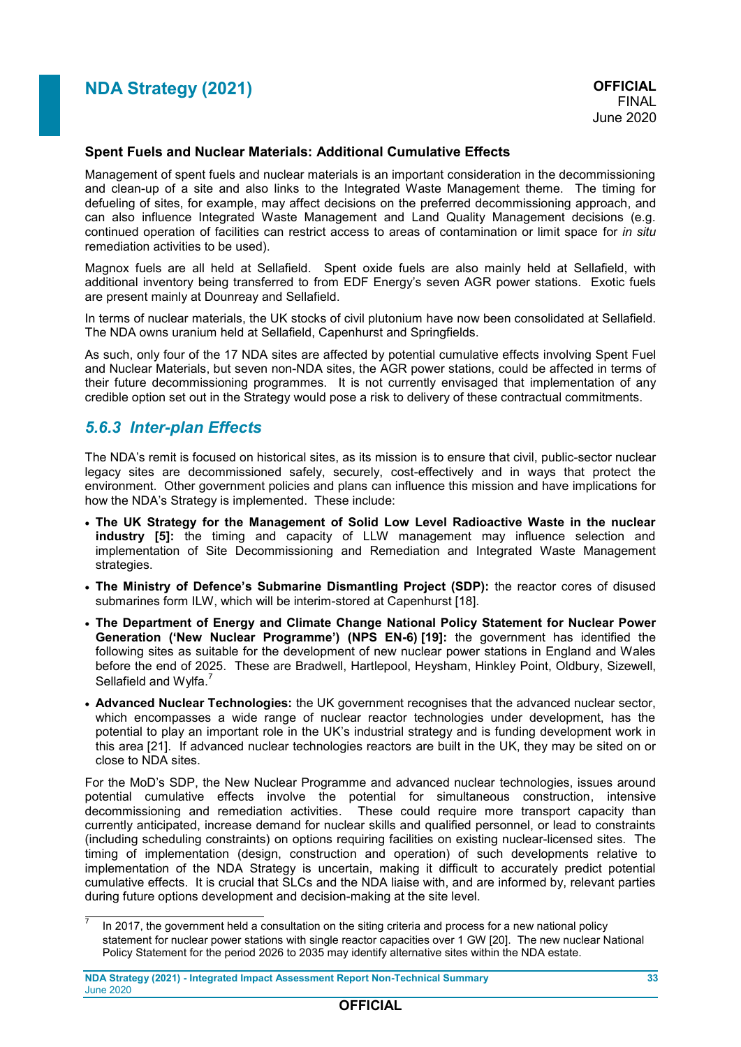**Spent Fuels and Nuclear Materials: Additional Cumulative Effects**

Management of spent fuels and nuclear materials is an important consideration in the decommissioning and clean-up of a site and also links to the Integrated Waste Management theme. The timing for defueling of sites, for example, may affect decisions on the preferred decommissioning approach, and can also influence Integrated Waste Management and Land Quality Management decisions (e.g. continued operation of facilities can restrict access to areas of contamination or limit space for *in situ* remediation activities to be used).

Magnox fuels are all held at Sellafield. Spent oxide fuels are also mainly held at Sellafield, with additional inventory being transferred to from EDF Energy's seven AGR power stations. Exotic fuels are present mainly at Dounreay and Sellafield.

In terms of nuclear materials, the UK stocks of civil plutonium have now been consolidated at Sellafield. The NDA owns uranium held at Sellafield, Capenhurst and Springfields.

As such, only four of the 17 NDA sites are affected by potential cumulative effects involving Spent Fuel and Nuclear Materials, but seven non-NDA sites, the AGR power stations, could be affected in terms of their future decommissioning programmes. It is not currently envisaged that implementation of any credible option set out in the Strategy would pose a risk to delivery of these contractual commitments.

### *5.6.3 Inter-plan Effects*

The NDA's remit is focused on historical sites, as its mission is to ensure that civil, public-sector nuclear legacy sites are decommissioned safely, securely, cost-effectively and in ways that protect the environment. Other government policies and plans can influence this mission and have implications for how the NDA's Strategy is implemented. These include:

- **The UK Strategy for the Management of Solid Low Level Radioactive Waste in the nuclear industry [5]:** the timing and capacity of LLW management may influence selection and implementation of Site Decommissioning and Remediation and Integrated Waste Management strategies.
- **The Ministry of Defence's Submarine Dismantling Project (SDP):** the reactor cores of disused submarines form ILW, which will be interim-stored at Capenhurst [18].
- **The Department of Energy and Climate Change National Policy Statement for Nuclear Power Generation ('New Nuclear Programme') (NPS EN-6) [19]:** the government has identified the following sites as suitable for the development of new nuclear power stations in England and Wales before the end of 2025. These are Bradwell, Hartlepool, Heysham, Hinkley Point, Oldbury, Sizewell, Sellafield and Wylfa.[7]
- **Advanced Nuclear Technologies:** the UK government recognises that the advanced nuclear sector, which encompasses a wide range of nuclear reactor technologies under development, has the potential to play an important role in the UK's industrial strategy and is funding development work in this area [21]. If advanced nuclear technologies reactors are built in the UK, they may be sited on or close to NDA sites.

For the MoD's SDP, the New Nuclear Programme and advanced nuclear technologies, issues around potential cumulative effects involve the potential for simultaneous construction, intensive decommissioning and remediation activities. These could require more transport capacity than currently anticipated, increase demand for nuclear skills and qualified personnel, or lead to constraints (including scheduling constraints) on options requiring facilities on existing nuclear-licensed sites. The timing of implementation (design, construction and operation) of such developments relative to implementation of the NDA Strategy is uncertain, making it difficult to accurately predict potential cumulative effects. It is crucial that SLCs and the NDA liaise with, and are informed by, relevant parties during future options development and decision-making at the site level.

[7] In 2017, the government held a consultation on the siting criteria and process for a new national policy statement for nuclear power stations with single reactor capacities over 1 GW [20]. The new nuclear National Policy Statement for the period 2026 to 2035 may identify alternative sites within the NDA estate.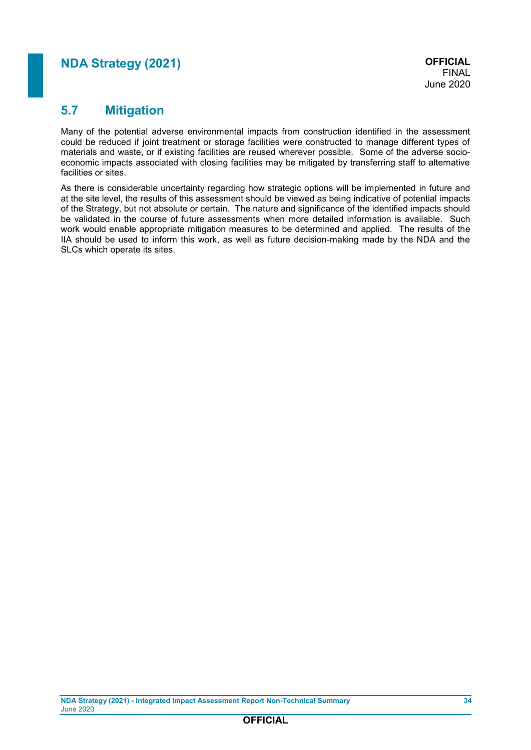## 5.7 Mitigation

Many of the potential adverse environmental impacts from construction identified in the assessment could be reduced if joint treatment or storage facilities were constructed to manage different types of materials and waste, or if existing facilities are reused wherever possible. Some of the adverse socio-economic impacts associated with closing facilities may be mitigated by transferring staff to alternative facilities or sites.

As there is considerable uncertainty regarding how strategic options will be implemented in future and at the site level, the results of this assessment should be viewed as being indicative of potential impacts of the Strategy, but not absolute or certain. The nature and significance of the identified impacts should be validated in the course of future assessments when more detailed information is available. Such work would enable appropriate mitigation measures to be determined and applied. The results of the IIA should be used to inform this work, as well as future decision-making made by the NDA and the SLCs which operate its sites.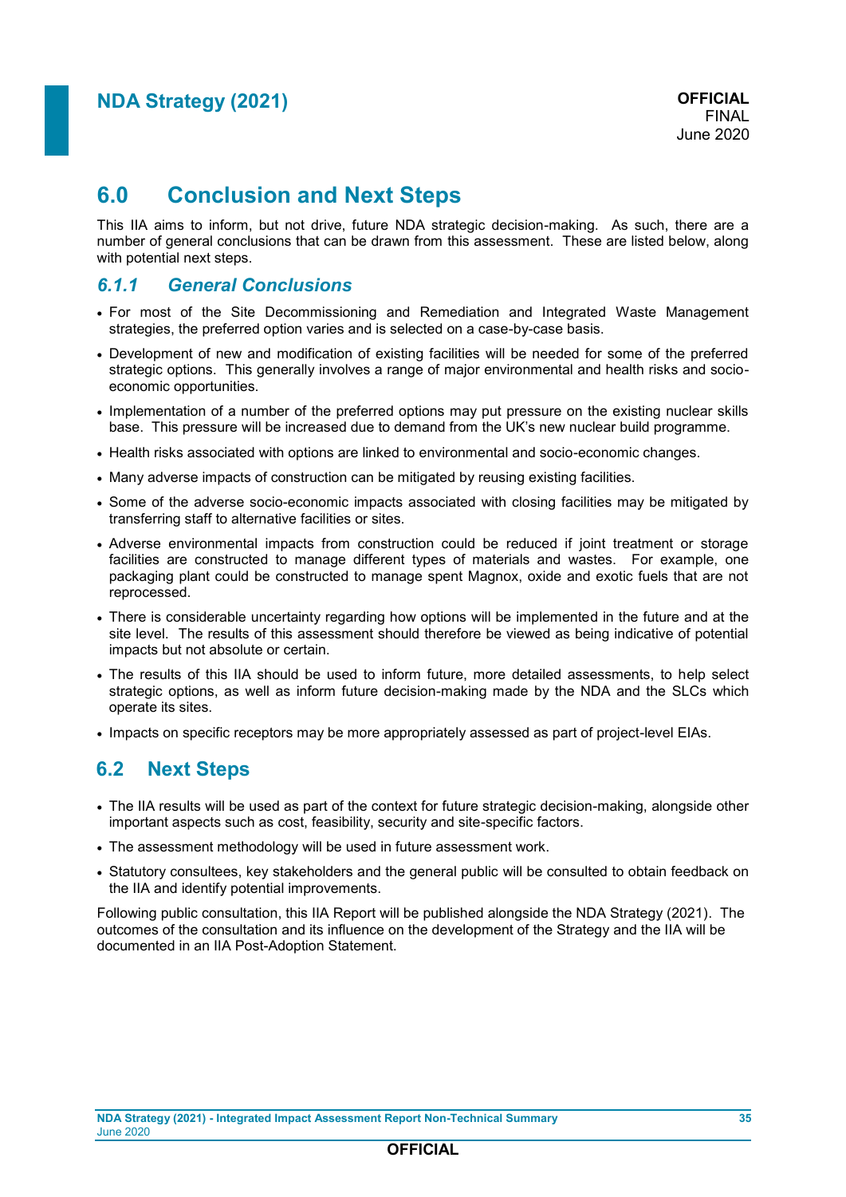# 6.0 Conclusion and Next Steps

This IIA aims to inform, but not drive, future NDA strategic decision-making. As such, there are a number of general conclusions that can be drawn from this assessment. These are listed below, along with potential next steps.

### *6.1.1 General Conclusions*

- For most of the Site Decommissioning and Remediation and Integrated Waste Management strategies, the preferred option varies and is selected on a case-by-case basis.
- Development of new and modification of existing facilities will be needed for some of the preferred strategic options. This generally involves a range of major environmental and health risks and socio-economic opportunities.
- Implementation of a number of the preferred options may put pressure on the existing nuclear skills base. This pressure will be increased due to demand from the UK's new nuclear build programme.
- Health risks associated with options are linked to environmental and socio-economic changes.
- Many adverse impacts of construction can be mitigated by reusing existing facilities.
- Some of the adverse socio-economic impacts associated with closing facilities may be mitigated by transferring staff to alternative facilities or sites.
- Adverse environmental impacts from construction could be reduced if joint treatment or storage facilities are constructed to manage different types of materials and wastes. For example, one packaging plant could be constructed to manage spent Magnox, oxide and exotic fuels that are not reprocessed.
- There is considerable uncertainty regarding how options will be implemented in the future and at the site level. The results of this assessment should therefore be viewed as being indicative of potential impacts but not absolute or certain.
- The results of this IIA should be used to inform future, more detailed assessments, to help select strategic options, as well as inform future decision-making made by the NDA and the SLCs which operate its sites.
- Impacts on specific receptors may be more appropriately assessed as part of project-level EIAs.

## 6.2 Next Steps

- The IIA results will be used as part of the context for future strategic decision-making, alongside other important aspects such as cost, feasibility, security and site-specific factors.
- The assessment methodology will be used in future assessment work.
- Statutory consultees, key stakeholders and the general public will be consulted to obtain feedback on the IIA and identify potential improvements.

Following public consultation, this IIA Report will be published alongside the NDA Strategy (2021). The outcomes of the consultation and its influence on the development of the Strategy and the IIA will be documented in an IIA Post-Adoption Statement.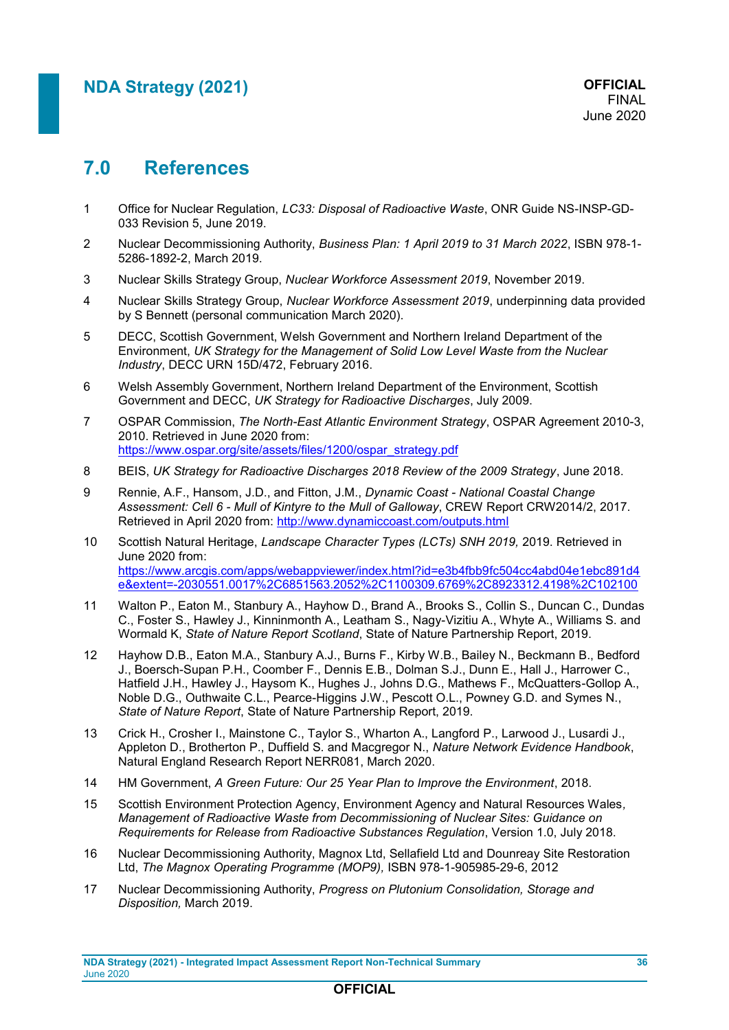# 7.0 References

1. Office for Nuclear Regulation, *LC33: Disposal of Radioactive Waste*, ONR Guide NS-INSP-GD-033 Revision 5, June 2019.

2. Nuclear Decommissioning Authority, *Business Plan: 1 April 2019 to 31 March 2022*, ISBN 978-1-5286-1892-2, March 2019.

3. Nuclear Skills Strategy Group, *Nuclear Workforce Assessment 2019*, November 2019.

4. Nuclear Skills Strategy Group, *Nuclear Workforce Assessment 2019*, underpinning data provided by S Bennett (personal communication March 2020).

5. DECC, Scottish Government, Welsh Government and Northern Ireland Department of the Environment, *UK Strategy for the Management of Solid Low Level Waste from the Nuclear Industry*, DECC URN 15D/472, February 2016.

6. Welsh Assembly Government, Northern Ireland Department of the Environment, Scottish Government and DECC, *UK Strategy for Radioactive Discharges*, July 2009.

7. OSPAR Commission, *The North-East Atlantic Environment Strategy*, OSPAR Agreement 2010-3, 2010. Retrieved in June 2020 from: https://www.ospar.org/site/assets/files/1200/ospar_strategy.pdf

8. BEIS, *UK Strategy for Radioactive Discharges 2018 Review of the 2009 Strategy*, June 2018.

9. Rennie, A.F., Hansom, J.D., and Fitton, J.M., *Dynamic Coast - National Coastal Change Assessment: Cell 6 - Mull of Kintyre to the Mull of Galloway*, CREW Report CRW2014/2, 2017. Retrieved in April 2020 from: http://www.dynamiccoast.com/outputs.html

10. Scottish Natural Heritage, *Landscape Character Types (LCTs) SNH 2019,* 2019. Retrieved in June 2020 from: https://www.arcgis.com/apps/webappviewer/index.html?id=e3b4fbb9fc504cc4abd04e1ebc891d4e&extent=-2030551.0017%2C6851563.2052%2C1100309.6769%2C8923312.4198%2C102100

11. Walton P., Eaton M., Stanbury A., Hayhow D., Brand A., Brooks S., Collin S., Duncan C., Dundas C., Foster S., Hawley J., Kinninmonth A., Leatham S., Nagy-Vizitiu A., Whyte A., Williams S. and Wormald K, *State of Nature Report Scotland*, State of Nature Partnership Report, 2019.

12. Hayhow D.B., Eaton M.A., Stanbury A.J., Burns F., Kirby W.B., Bailey N., Beckmann B., Bedford J., Boersch-Supan P.H., Coomber F., Dennis E.B., Dolman S.J., Dunn E., Hall J., Harrower C., Hatfield J.H., Hawley J., Haysom K., Hughes J., Johns D.G., Mathews F., McQuatters-Gollop A., Noble D.G., Outhwaite C.L., Pearce-Higgins J.W., Pescott O.L., Powney G.D. and Symes N., *State of Nature Report*, State of Nature Partnership Report, 2019.

13. Crick H., Crosher I., Mainstone C., Taylor S., Wharton A., Langford P., Larwood J., Lusardi J., Appleton D., Brotherton P., Duffield S. and Macgregor N., *Nature Network Evidence Handbook*, Natural England Research Report NERR081, March 2020.

14. HM Government, *A Green Future: Our 25 Year Plan to Improve the Environment*, 2018.

15. Scottish Environment Protection Agency, Environment Agency and Natural Resources Wales, *Management of Radioactive Waste from Decommissioning of Nuclear Sites: Guidance on Requirements for Release from Radioactive Substances Regulation*, Version 1.0, July 2018.

16. Nuclear Decommissioning Authority, Magnox Ltd, Sellafield Ltd and Dounreay Site Restoration Ltd, *The Magnox Operating Programme (MOP9),* ISBN 978-1-905985-29-6, 2012

17. Nuclear Decommissioning Authority, *Progress on Plutonium Consolidation, Storage and Disposition,* March 2019.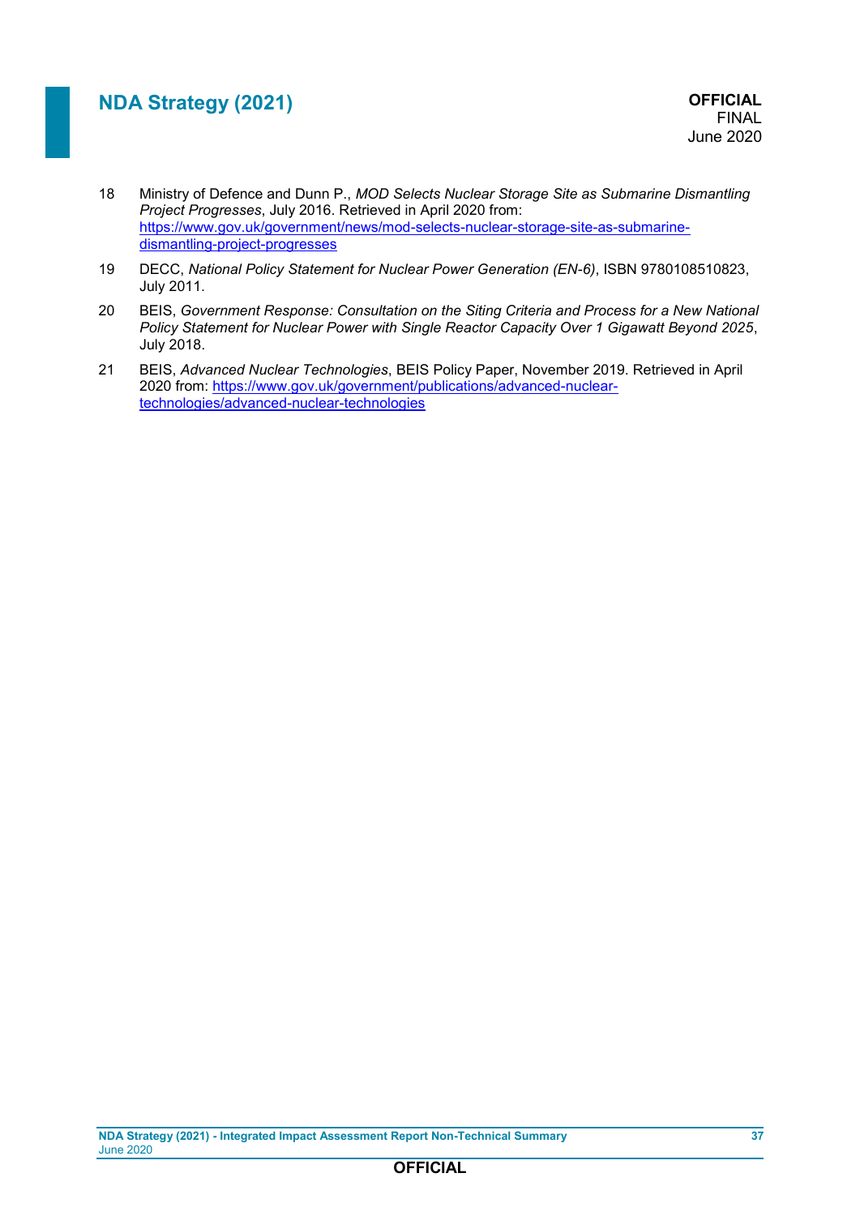18 Ministry of Defence and Dunn P., *MOD Selects Nuclear Storage Site as Submarine Dismantling Project Progresses*, July 2016. Retrieved in April 2020 from: https://www.gov.uk/government/news/mod-selects-nuclear-storage-site-as-submarine-dismantling-project-progresses

19 DECC, *National Policy Statement for Nuclear Power Generation (EN-6)*, ISBN 9780108510823, July 2011.

20 BEIS, *Government Response: Consultation on the Siting Criteria and Process for a New National Policy Statement for Nuclear Power with Single Reactor Capacity Over 1 Gigawatt Beyond 2025*, July 2018.

21 BEIS, *Advanced Nuclear Technologies*, BEIS Policy Paper, November 2019. Retrieved in April 2020 from: https://www.gov.uk/government/publications/advanced-nuclear-technologies/advanced-nuclear-technologies